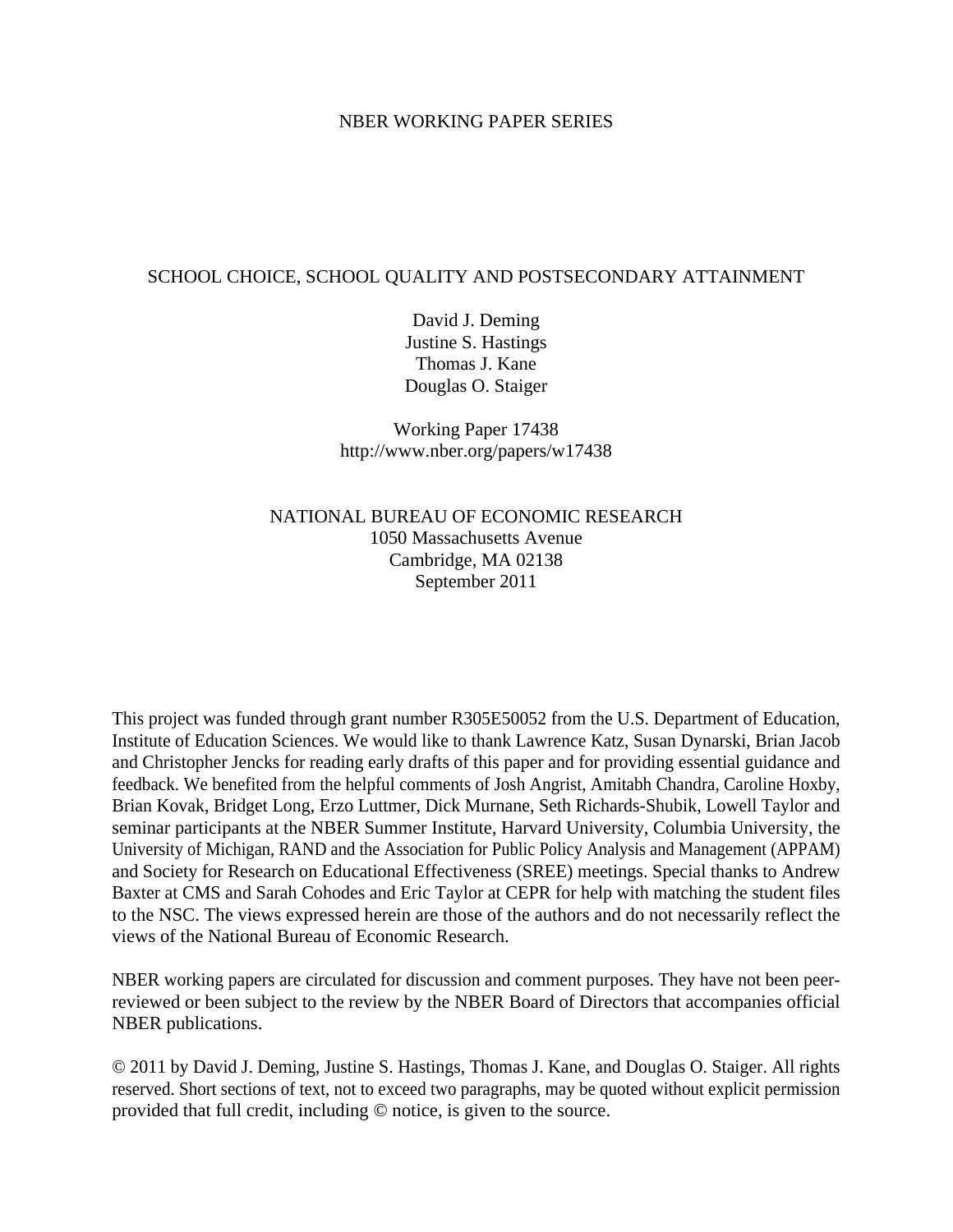NBER WORKING PAPER SERIES

# SCHOOL CHOICE, SCHOOL QUALITY AND POSTSECONDARY ATTAINMENT

David J. Deming
Justine S. Hastings
Thomas J. Kane
Douglas O. Staiger

Working Paper 17438
http://www.nber.org/papers/w17438

NATIONAL BUREAU OF ECONOMIC RESEARCH
1050 Massachusetts Avenue
Cambridge, MA 02138
September 2011

This project was funded through grant number R305E50052 from the U.S. Department of Education, Institute of Education Sciences. We would like to thank Lawrence Katz, Susan Dynarski, Brian Jacob and Christopher Jencks for reading early drafts of this paper and for providing essential guidance and feedback. We benefited from the helpful comments of Josh Angrist, Amitabh Chandra, Caroline Hoxby, Brian Kovak, Bridget Long, Erzo Luttmer, Dick Murnane, Seth Richards-Shubik, Lowell Taylor and seminar participants at the NBER Summer Institute, Harvard University, Columbia University, the University of Michigan, RAND and the Association for Public Policy Analysis and Management (APPAM) and Society for Research on Educational Effectiveness (SREE) meetings. Special thanks to Andrew Baxter at CMS and Sarah Cohodes and Eric Taylor at CEPR for help with matching the student files to the NSC. The views expressed herein are those of the authors and do not necessarily reflect the views of the National Bureau of Economic Research.

NBER working papers are circulated for discussion and comment purposes. They have not been peer-reviewed or been subject to the review by the NBER Board of Directors that accompanies official NBER publications.

© 2011 by David J. Deming, Justine S. Hastings, Thomas J. Kane, and Douglas O. Staiger. All rights reserved. Short sections of text, not to exceed two paragraphs, may be quoted without explicit permission provided that full credit, including © notice, is given to the source.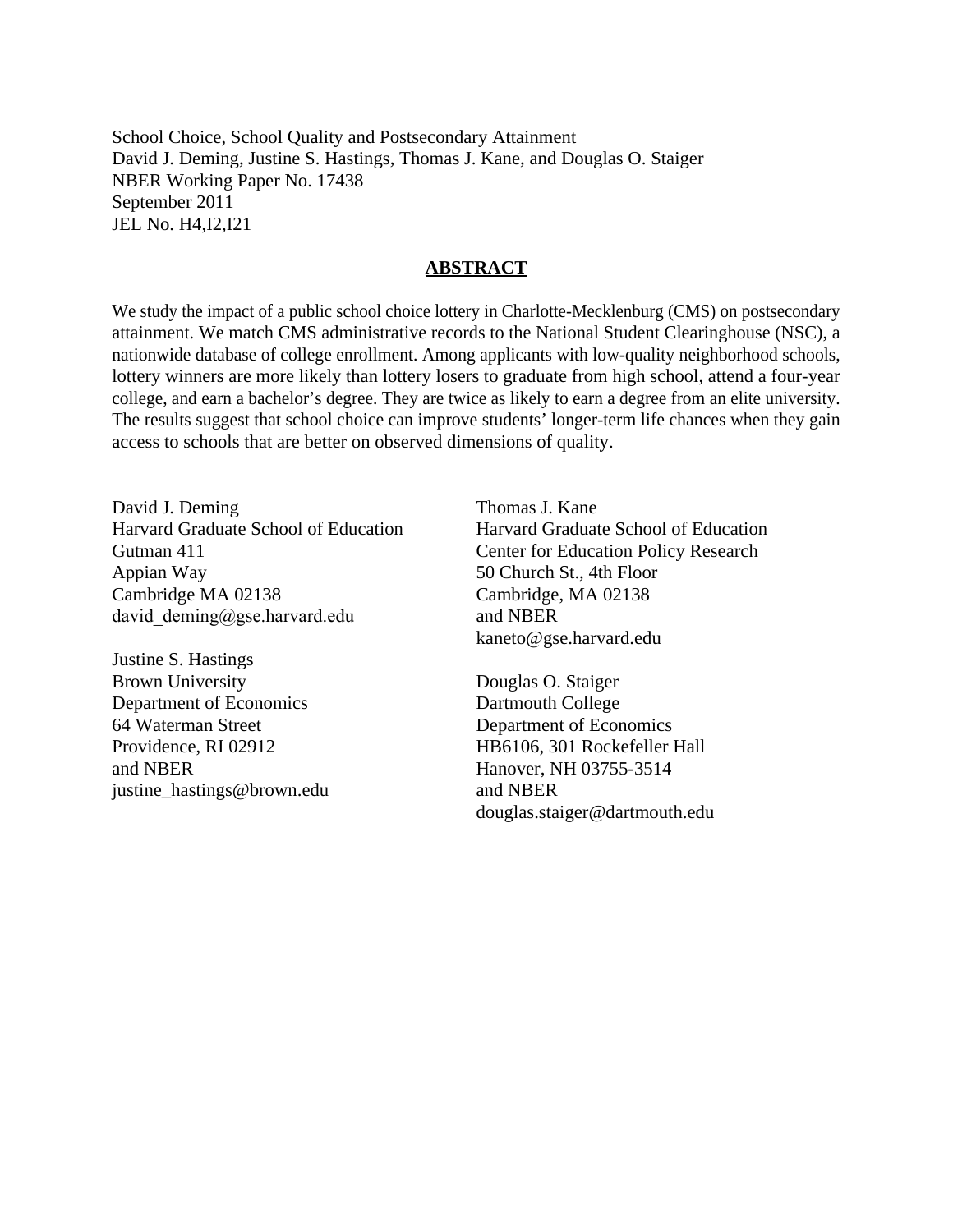School Choice, School Quality and Postsecondary Attainment
David J. Deming, Justine S. Hastings, Thomas J. Kane, and Douglas O. Staiger
NBER Working Paper No. 17438
September 2011
JEL No. H4,I2,I21

## ABSTRACT

We study the impact of a public school choice lottery in Charlotte-Mecklenburg (CMS) on postsecondary attainment. We match CMS administrative records to the National Student Clearinghouse (NSC), a nationwide database of college enrollment. Among applicants with low-quality neighborhood schools, lottery winners are more likely than lottery losers to graduate from high school, attend a four-year college, and earn a bachelor's degree. They are twice as likely to earn a degree from an elite university. The results suggest that school choice can improve students' longer-term life chances when they gain access to schools that are better on observed dimensions of quality.

David J. Deming
Harvard Graduate School of Education
Gutman 411
Appian Way
Cambridge MA 02138
david_deming@gse.harvard.edu

Justine S. Hastings
Brown University
Department of Economics
64 Waterman Street
Providence, RI 02912
and NBER
justine_hastings@brown.edu

Thomas J. Kane
Harvard Graduate School of Education
Center for Education Policy Research
50 Church St., 4th Floor
Cambridge, MA 02138
and NBER
kaneto@gse.harvard.edu

Douglas O. Staiger
Dartmouth College
Department of Economics
HB6106, 301 Rockefeller Hall
Hanover, NH 03755-3514
and NBER
douglas.staiger@dartmouth.edu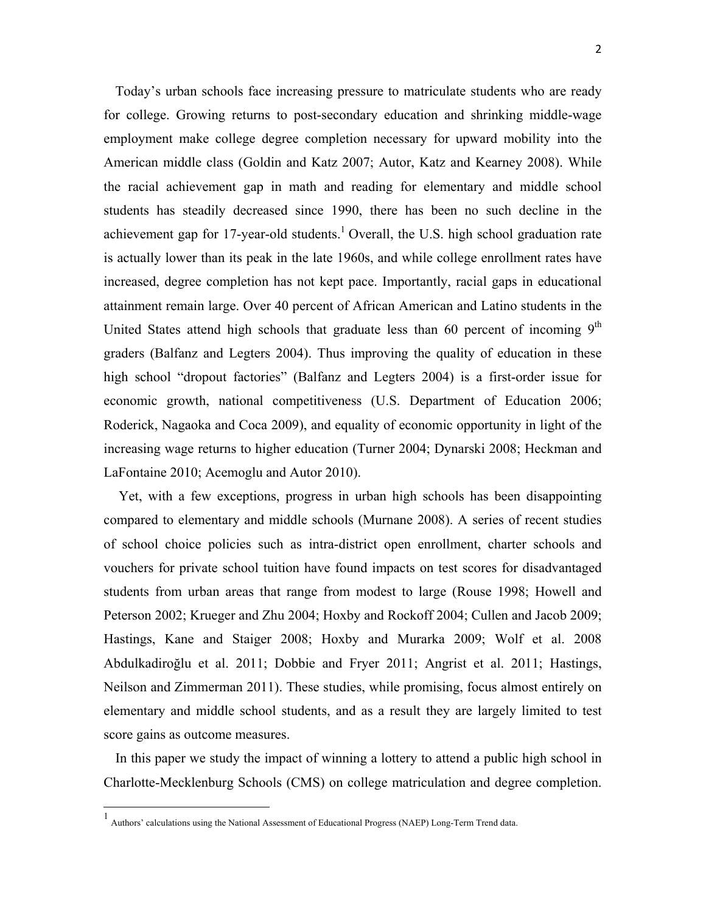Today's urban schools face increasing pressure to matriculate students who are ready for college. Growing returns to post-secondary education and shrinking middle-wage employment make college degree completion necessary for upward mobility into the American middle class (Goldin and Katz 2007; Autor, Katz and Kearney 2008). While the racial achievement gap in math and reading for elementary and middle school students has steadily decreased since 1990, there has been no such decline in the achievement gap for 17-year-old students.[1] Overall, the U.S. high school graduation rate is actually lower than its peak in the late 1960s, and while college enrollment rates have increased, degree completion has not kept pace. Importantly, racial gaps in educational attainment remain large. Over 40 percent of African American and Latino students in the United States attend high schools that graduate less than 60 percent of incoming 9th graders (Balfanz and Legters 2004). Thus improving the quality of education in these high school "dropout factories" (Balfanz and Legters 2004) is a first-order issue for economic growth, national competitiveness (U.S. Department of Education 2006; Roderick, Nagaoka and Coca 2009), and equality of economic opportunity in light of the increasing wage returns to higher education (Turner 2004; Dynarski 2008; Heckman and LaFontaine 2010; Acemoglu and Autor 2010).

Yet, with a few exceptions, progress in urban high schools has been disappointing compared to elementary and middle schools (Murnane 2008). A series of recent studies of school choice policies such as intra-district open enrollment, charter schools and vouchers for private school tuition have found impacts on test scores for disadvantaged students from urban areas that range from modest to large (Rouse 1998; Howell and Peterson 2002; Krueger and Zhu 2004; Hoxby and Rockoff 2004; Cullen and Jacob 2009; Hastings, Kane and Staiger 2008; Hoxby and Murarka 2009; Wolf et al. 2008 Abdulkadiroğlu et al. 2011; Dobbie and Fryer 2011; Angrist et al. 2011; Hastings, Neilson and Zimmerman 2011). These studies, while promising, focus almost entirely on elementary and middle school students, and as a result they are largely limited to test score gains as outcome measures.

In this paper we study the impact of winning a lottery to attend a public high school in Charlotte-Mecklenburg Schools (CMS) on college matriculation and degree completion.

[1] Authors' calculations using the National Assessment of Educational Progress (NAEP) Long-Term Trend data.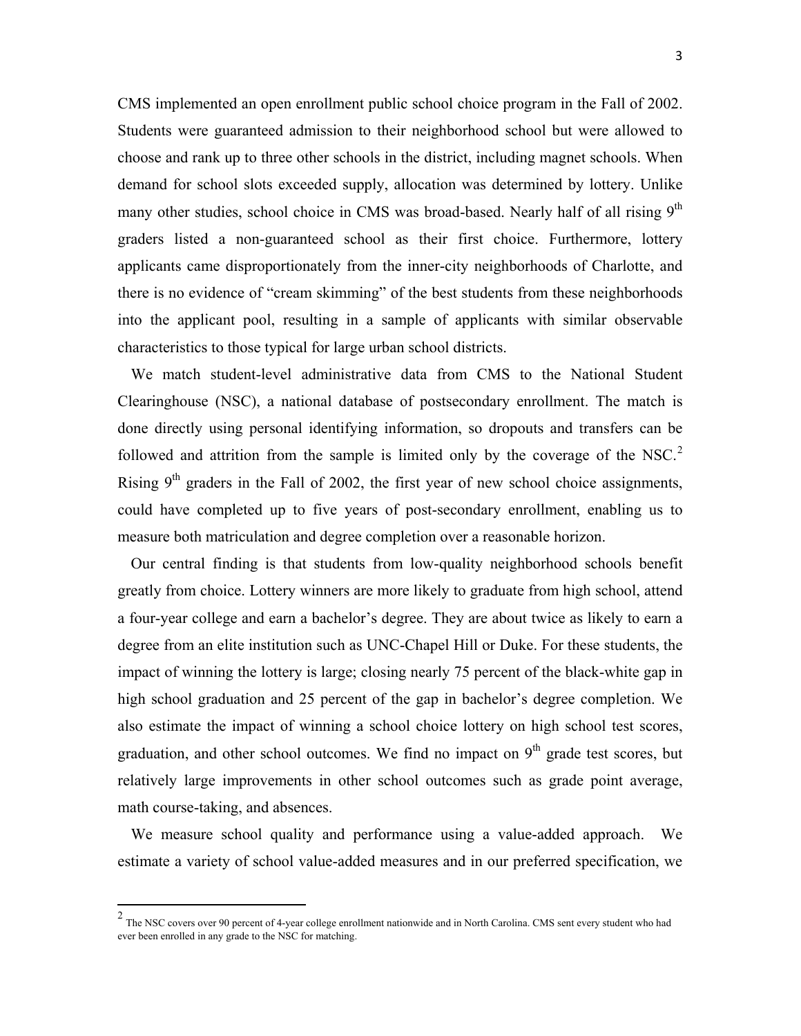CMS implemented an open enrollment public school choice program in the Fall of 2002. Students were guaranteed admission to their neighborhood school but were allowed to choose and rank up to three other schools in the district, including magnet schools. When demand for school slots exceeded supply, allocation was determined by lottery. Unlike many other studies, school choice in CMS was broad-based. Nearly half of all rising 9th graders listed a non-guaranteed school as their first choice. Furthermore, lottery applicants came disproportionately from the inner-city neighborhoods of Charlotte, and there is no evidence of "cream skimming" of the best students from these neighborhoods into the applicant pool, resulting in a sample of applicants with similar observable characteristics to those typical for large urban school districts.

We match student-level administrative data from CMS to the National Student Clearinghouse (NSC), a national database of postsecondary enrollment. The match is done directly using personal identifying information, so dropouts and transfers can be followed and attrition from the sample is limited only by the coverage of the NSC.[2] Rising 9th graders in the Fall of 2002, the first year of new school choice assignments, could have completed up to five years of post-secondary enrollment, enabling us to measure both matriculation and degree completion over a reasonable horizon.

Our central finding is that students from low-quality neighborhood schools benefit greatly from choice. Lottery winners are more likely to graduate from high school, attend a four-year college and earn a bachelor's degree. They are about twice as likely to earn a degree from an elite institution such as UNC-Chapel Hill or Duke. For these students, the impact of winning the lottery is large; closing nearly 75 percent of the black-white gap in high school graduation and 25 percent of the gap in bachelor's degree completion. We also estimate the impact of winning a school choice lottery on high school test scores, graduation, and other school outcomes. We find no impact on 9th grade test scores, but relatively large improvements in other school outcomes such as grade point average, math course-taking, and absences.

We measure school quality and performance using a value-added approach. We estimate a variety of school value-added measures and in our preferred specification, we

---

[2] The NSC covers over 90 percent of 4-year college enrollment nationwide and in North Carolina. CMS sent every student who had ever been enrolled in any grade to the NSC for matching.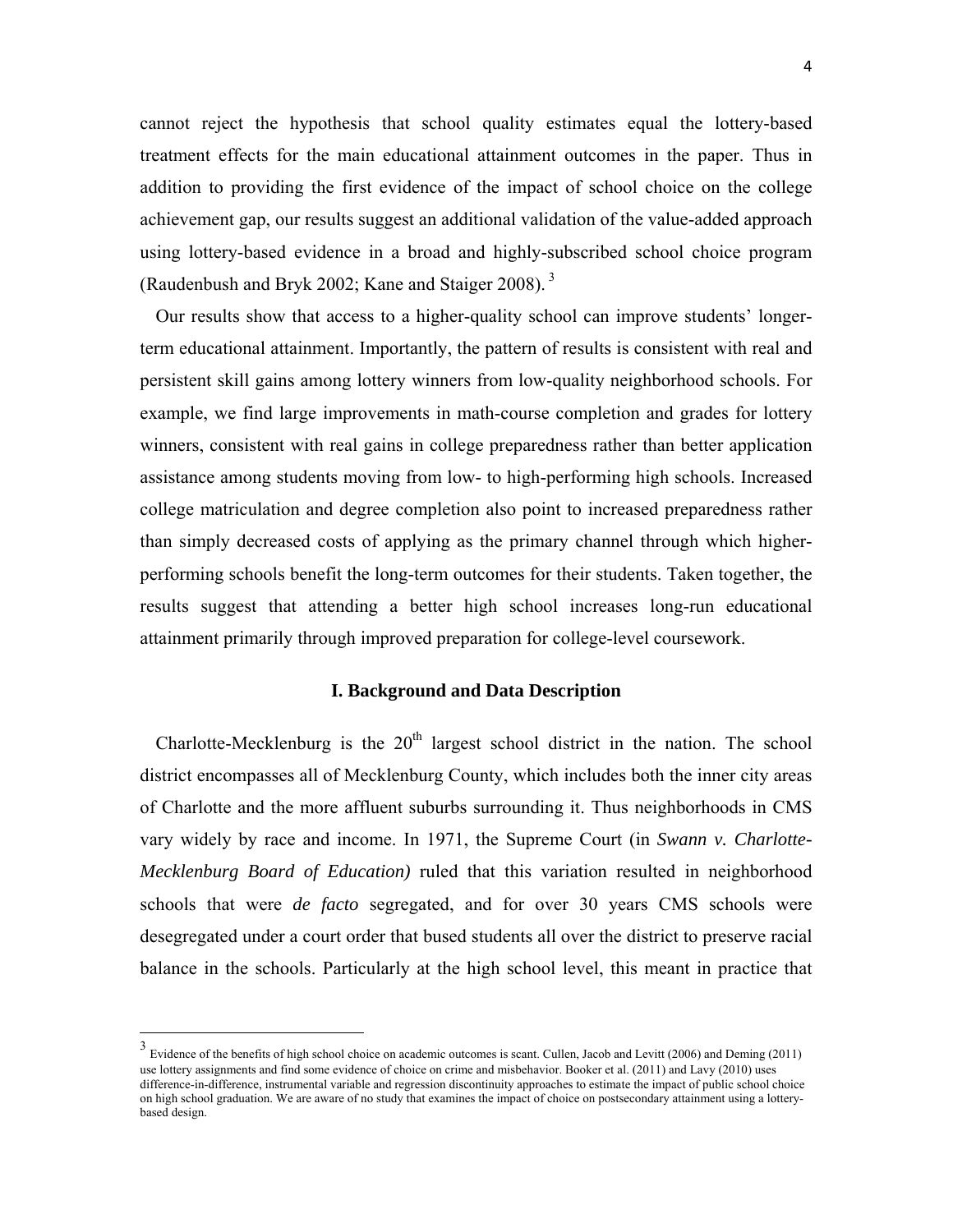cannot reject the hypothesis that school quality estimates equal the lottery-based treatment effects for the main educational attainment outcomes in the paper. Thus in addition to providing the first evidence of the impact of school choice on the college achievement gap, our results suggest an additional validation of the value-added approach using lottery-based evidence in a broad and highly-subscribed school choice program (Raudenbush and Bryk 2002; Kane and Staiger 2008). [3]

Our results show that access to a higher-quality school can improve students' longer-term educational attainment. Importantly, the pattern of results is consistent with real and persistent skill gains among lottery winners from low-quality neighborhood schools. For example, we find large improvements in math-course completion and grades for lottery winners, consistent with real gains in college preparedness rather than better application assistance among students moving from low- to high-performing high schools. Increased college matriculation and degree completion also point to increased preparedness rather than simply decreased costs of applying as the primary channel through which higher-performing schools benefit the long-term outcomes for their students. Taken together, the results suggest that attending a better high school increases long-run educational attainment primarily through improved preparation for college-level coursework.

## I. Background and Data Description

Charlotte-Mecklenburg is the 20th largest school district in the nation. The school district encompasses all of Mecklenburg County, which includes both the inner city areas of Charlotte and the more affluent suburbs surrounding it. Thus neighborhoods in CMS vary widely by race and income. In 1971, the Supreme Court (in *Swann v. Charlotte-Mecklenburg Board of Education)* ruled that this variation resulted in neighborhood schools that were *de facto* segregated, and for over 30 years CMS schools were desegregated under a court order that bused students all over the district to preserve racial balance in the schools. Particularly at the high school level, this meant in practice that

[3] Evidence of the benefits of high school choice on academic outcomes is scant. Cullen, Jacob and Levitt (2006) and Deming (2011) use lottery assignments and find some evidence of choice on crime and misbehavior. Booker et al. (2011) and Lavy (2010) uses difference-in-difference, instrumental variable and regression discontinuity approaches to estimate the impact of public school choice on high school graduation. We are aware of no study that examines the impact of choice on postsecondary attainment using a lottery-based design.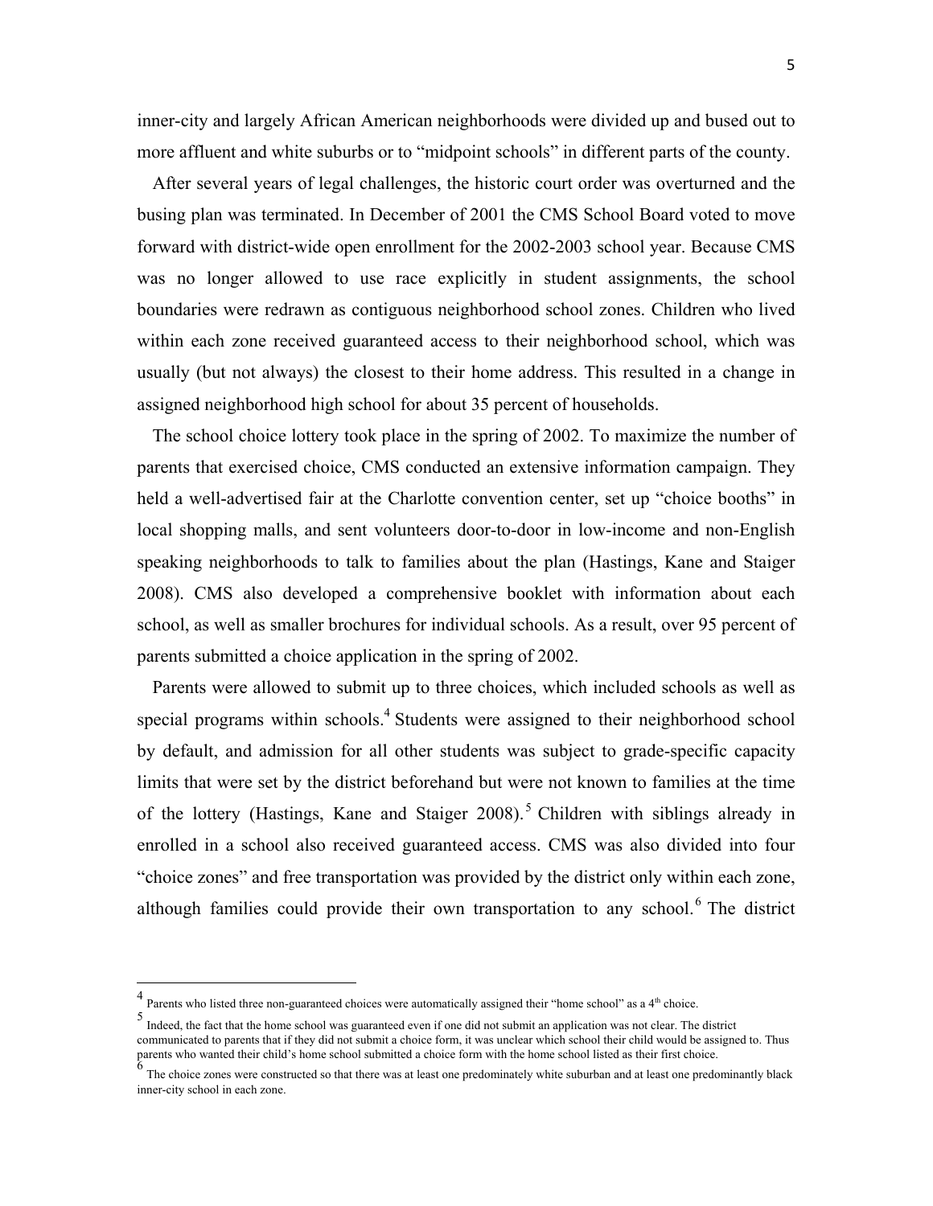inner-city and largely African American neighborhoods were divided up and bused out to more affluent and white suburbs or to "midpoint schools" in different parts of the county.

After several years of legal challenges, the historic court order was overturned and the busing plan was terminated. In December of 2001 the CMS School Board voted to move forward with district-wide open enrollment for the 2002-2003 school year. Because CMS was no longer allowed to use race explicitly in student assignments, the school boundaries were redrawn as contiguous neighborhood school zones. Children who lived within each zone received guaranteed access to their neighborhood school, which was usually (but not always) the closest to their home address. This resulted in a change in assigned neighborhood high school for about 35 percent of households.

The school choice lottery took place in the spring of 2002. To maximize the number of parents that exercised choice, CMS conducted an extensive information campaign. They held a well-advertised fair at the Charlotte convention center, set up "choice booths" in local shopping malls, and sent volunteers door-to-door in low-income and non-English speaking neighborhoods to talk to families about the plan (Hastings, Kane and Staiger 2008). CMS also developed a comprehensive booklet with information about each school, as well as smaller brochures for individual schools. As a result, over 95 percent of parents submitted a choice application in the spring of 2002.

Parents were allowed to submit up to three choices, which included schools as well as special programs within schools.[4] Students were assigned to their neighborhood school by default, and admission for all other students was subject to grade-specific capacity limits that were set by the district beforehand but were not known to families at the time of the lottery (Hastings, Kane and Staiger 2008).[5] Children with siblings already in enrolled in a school also received guaranteed access. CMS was also divided into four "choice zones" and free transportation was provided by the district only within each zone, although families could provide their own transportation to any school.[6] The district

[4] Parents who listed three non-guaranteed choices were automatically assigned their "home school" as a 4th choice.

[5] Indeed, the fact that the home school was guaranteed even if one did not submit an application was not clear. The district communicated to parents that if they did not submit a choice form, it was unclear which school their child would be assigned to. Thus parents who wanted their child's home school submitted a choice form with the home school listed as their first choice.

[6] The choice zones were constructed so that there was at least one predominately white suburban and at least one predominantly black inner-city school in each zone.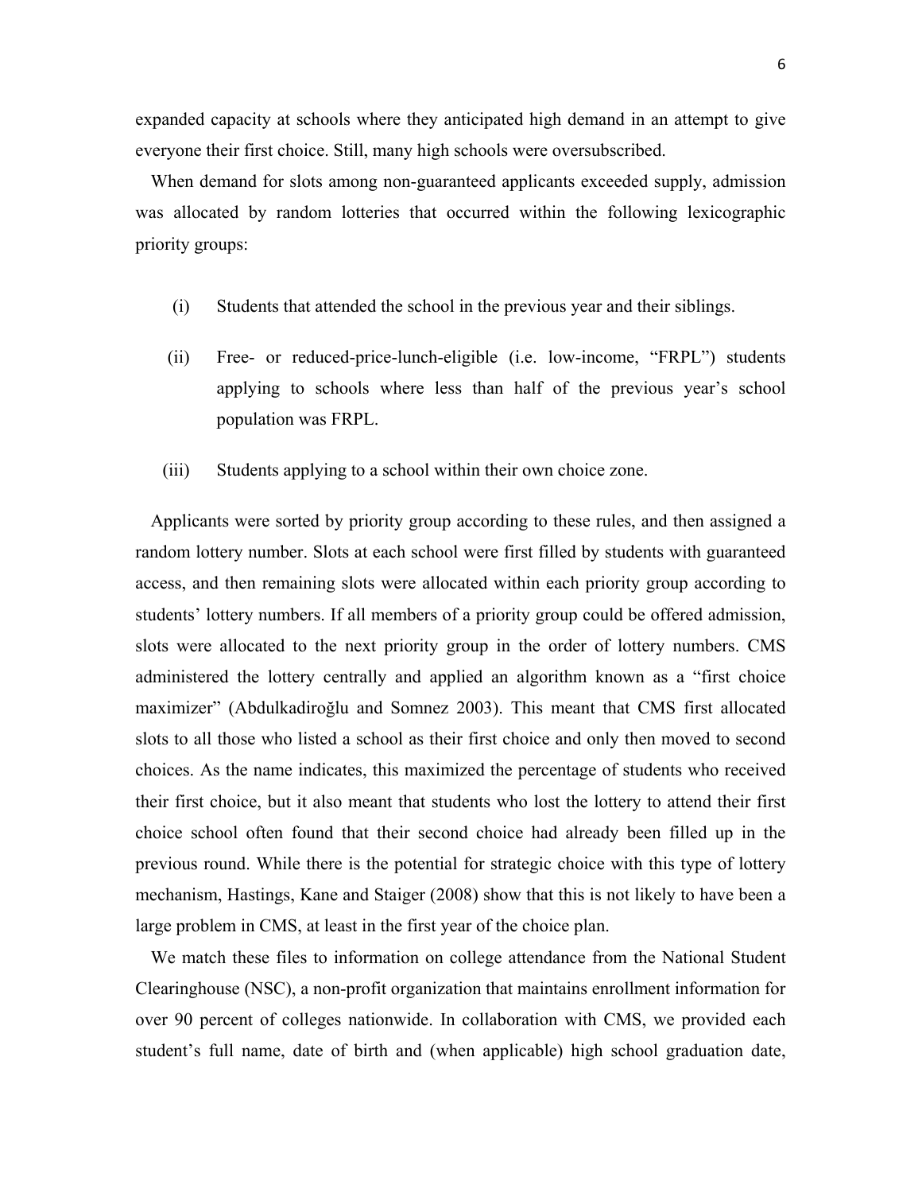expanded capacity at schools where they anticipated high demand in an attempt to give everyone their first choice. Still, many high schools were oversubscribed.

When demand for slots among non-guaranteed applicants exceeded supply, admission was allocated by random lotteries that occurred within the following lexicographic priority groups:

(i) Students that attended the school in the previous year and their siblings.

(ii) Free- or reduced-price-lunch-eligible (i.e. low-income, "FRPL") students applying to schools where less than half of the previous year's school population was FRPL.

(iii) Students applying to a school within their own choice zone.

Applicants were sorted by priority group according to these rules, and then assigned a random lottery number. Slots at each school were first filled by students with guaranteed access, and then remaining slots were allocated within each priority group according to students' lottery numbers. If all members of a priority group could be offered admission, slots were allocated to the next priority group in the order of lottery numbers. CMS administered the lottery centrally and applied an algorithm known as a "first choice maximizer" (Abdulkadiroğlu and Somnez 2003). This meant that CMS first allocated slots to all those who listed a school as their first choice and only then moved to second choices. As the name indicates, this maximized the percentage of students who received their first choice, but it also meant that students who lost the lottery to attend their first choice school often found that their second choice had already been filled up in the previous round. While there is the potential for strategic choice with this type of lottery mechanism, Hastings, Kane and Staiger (2008) show that this is not likely to have been a large problem in CMS, at least in the first year of the choice plan.

We match these files to information on college attendance from the National Student Clearinghouse (NSC), a non-profit organization that maintains enrollment information for over 90 percent of colleges nationwide. In collaboration with CMS, we provided each student's full name, date of birth and (when applicable) high school graduation date,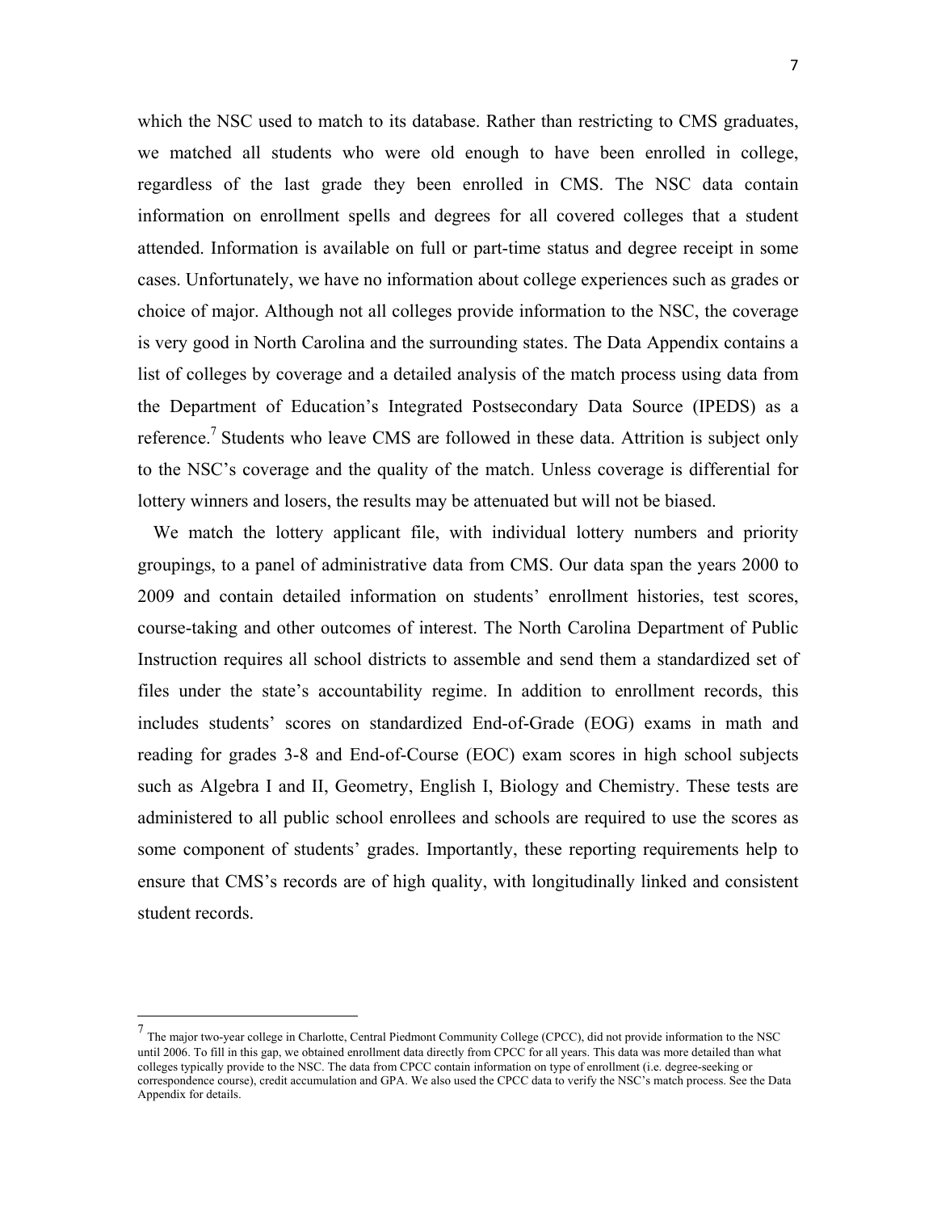which the NSC used to match to its database. Rather than restricting to CMS graduates, we matched all students who were old enough to have been enrolled in college, regardless of the last grade they been enrolled in CMS. The NSC data contain information on enrollment spells and degrees for all covered colleges that a student attended. Information is available on full or part-time status and degree receipt in some cases. Unfortunately, we have no information about college experiences such as grades or choice of major. Although not all colleges provide information to the NSC, the coverage is very good in North Carolina and the surrounding states. The Data Appendix contains a list of colleges by coverage and a detailed analysis of the match process using data from the Department of Education's Integrated Postsecondary Data Source (IPEDS) as a reference.[7] Students who leave CMS are followed in these data. Attrition is subject only to the NSC's coverage and the quality of the match. Unless coverage is differential for lottery winners and losers, the results may be attenuated but will not be biased.

We match the lottery applicant file, with individual lottery numbers and priority groupings, to a panel of administrative data from CMS. Our data span the years 2000 to 2009 and contain detailed information on students' enrollment histories, test scores, course-taking and other outcomes of interest. The North Carolina Department of Public Instruction requires all school districts to assemble and send them a standardized set of files under the state's accountability regime. In addition to enrollment records, this includes students' scores on standardized End-of-Grade (EOG) exams in math and reading for grades 3-8 and End-of-Course (EOC) exam scores in high school subjects such as Algebra I and II, Geometry, English I, Biology and Chemistry. These tests are administered to all public school enrollees and schools are required to use the scores as some component of students' grades. Importantly, these reporting requirements help to ensure that CMS's records are of high quality, with longitudinally linked and consistent student records.

[7] The major two-year college in Charlotte, Central Piedmont Community College (CPCC), did not provide information to the NSC until 2006. To fill in this gap, we obtained enrollment data directly from CPCC for all years. This data was more detailed than what colleges typically provide to the NSC. The data from CPCC contain information on type of enrollment (i.e. degree-seeking or correspondence course), credit accumulation and GPA. We also used the CPCC data to verify the NSC's match process. See the Data Appendix for details.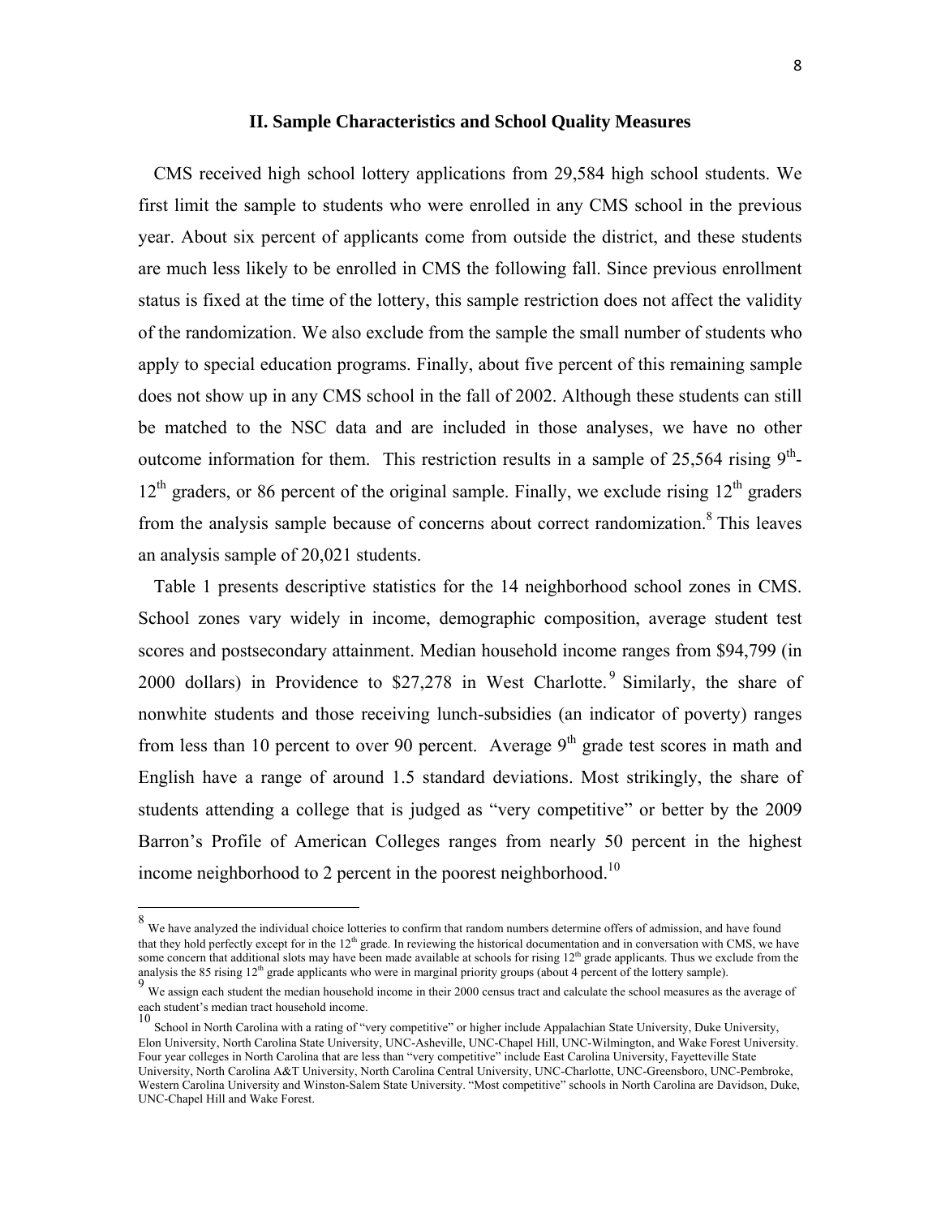## II. Sample Characteristics and School Quality Measures

CMS received high school lottery applications from 29,584 high school students. We first limit the sample to students who were enrolled in any CMS school in the previous year. About six percent of applicants come from outside the district, and these students are much less likely to be enrolled in CMS the following fall. Since previous enrollment status is fixed at the time of the lottery, this sample restriction does not affect the validity of the randomization. We also exclude from the sample the small number of students who apply to special education programs. Finally, about five percent of this remaining sample does not show up in any CMS school in the fall of 2002. Although these students can still be matched to the NSC data and are included in those analyses, we have no other outcome information for them. This restriction results in a sample of 25,564 rising $9^{th}$-$12^{th}$ graders, or 86 percent of the original sample. Finally, we exclude rising $12^{th}$ graders from the analysis sample because of concerns about correct randomization.[8] This leaves an analysis sample of 20,021 students.

Table 1 presents descriptive statistics for the 14 neighborhood school zones in CMS. School zones vary widely in income, demographic composition, average student test scores and postsecondary attainment. Median household income ranges from $94,799 (in 2000 dollars) in Providence to $27,278 in West Charlotte.[9] Similarly, the share of nonwhite students and those receiving lunch-subsidies (an indicator of poverty) ranges from less than 10 percent to over 90 percent. Average $9^{th}$ grade test scores in math and English have a range of around 1.5 standard deviations. Most strikingly, the share of students attending a college that is judged as "very competitive" or better by the 2009 Barron's Profile of American Colleges ranges from nearly 50 percent in the highest income neighborhood to 2 percent in the poorest neighborhood.[10]

---

[8] We have analyzed the individual choice lotteries to confirm that random numbers determine offers of admission, and have found that they hold perfectly except for in the $12^{th}$ grade. In reviewing the historical documentation and in conversation with CMS, we have some concern that additional slots may have been made available at schools for rising $12^{th}$ grade applicants. Thus we exclude from the analysis the 85 rising $12^{th}$ grade applicants who were in marginal priority groups (about 4 percent of the lottery sample).

[9] We assign each student the median household income in their 2000 census tract and calculate the school measures as the average of each student's median tract household income.

[10] School in North Carolina with a rating of "very competitive" or higher include Appalachian State University, Duke University, Elon University, North Carolina State University, UNC-Asheville, UNC-Chapel Hill, UNC-Wilmington, and Wake Forest University. Four year colleges in North Carolina that are less than "very competitive" include East Carolina University, Fayetteville State University, North Carolina A&T University, North Carolina Central University, UNC-Charlotte, UNC-Greensboro, UNC-Pembroke, Western Carolina University and Winston-Salem State University. "Most competitive" schools in North Carolina are Davidson, Duke, UNC-Chapel Hill and Wake Forest.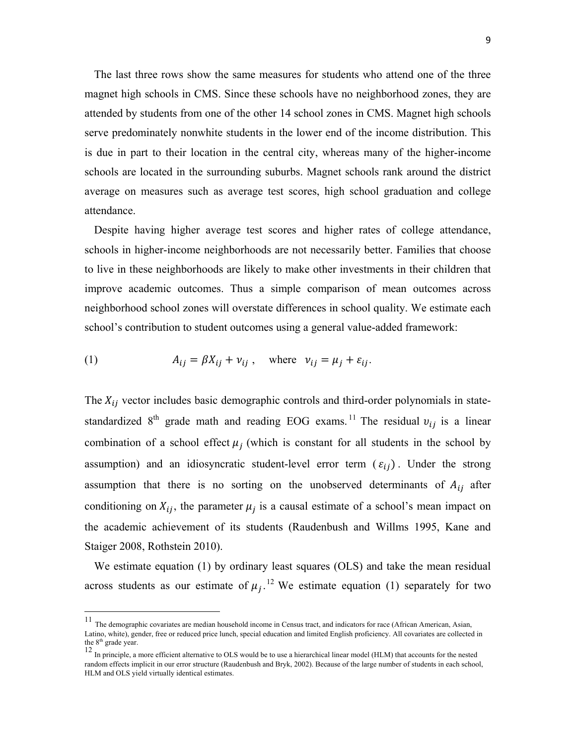The last three rows show the same measures for students who attend one of the three magnet high schools in CMS. Since these schools have no neighborhood zones, they are attended by students from one of the other 14 school zones in CMS. Magnet high schools serve predominately nonwhite students in the lower end of the income distribution. This is due in part to their location in the central city, whereas many of the higher-income schools are located in the surrounding suburbs. Magnet schools rank around the district average on measures such as average test scores, high school graduation and college attendance.

Despite having higher average test scores and higher rates of college attendance, schools in higher-income neighborhoods are not necessarily better. Families that choose to live in these neighborhoods are likely to make other investments in their children that improve academic outcomes. Thus a simple comparison of mean outcomes across neighborhood school zones will overstate differences in school quality. We estimate each school's contribution to student outcomes using a general value-added framework:

$$\text{(1)} \qquad A_{ij} = \beta X_{ij} + \nu_{ij}\,, \quad \text{where} \quad \nu_{ij} = \mu_j + \varepsilon_{ij}.$$

The $X_{ij}$ vector includes basic demographic controls and third-order polynomials in state-standardized 8th grade math and reading EOG exams.[11] The residual $\upsilon_{ij}$ is a linear combination of a school effect $\mu_j$ (which is constant for all students in the school by assumption) and an idiosyncratic student-level error term ($\varepsilon_{ij}$). Under the strong assumption that there is no sorting on the unobserved determinants of $A_{ij}$ after conditioning on $X_{ij}$, the parameter $\mu_j$ is a causal estimate of a school's mean impact on the academic achievement of its students (Raudenbush and Willms 1995, Kane and Staiger 2008, Rothstein 2010).

We estimate equation (1) by ordinary least squares (OLS) and take the mean residual across students as our estimate of $\mu_j$.[12] We estimate equation (1) separately for two

[11] The demographic covariates are median household income in Census tract, and indicators for race (African American, Asian, Latino, white), gender, free or reduced price lunch, special education and limited English proficiency. All covariates are collected in the 8th grade year.

[12] In principle, a more efficient alternative to OLS would be to use a hierarchical linear model (HLM) that accounts for the nested random effects implicit in our error structure (Raudenbush and Bryk, 2002). Because of the large number of students in each school, HLM and OLS yield virtually identical estimates.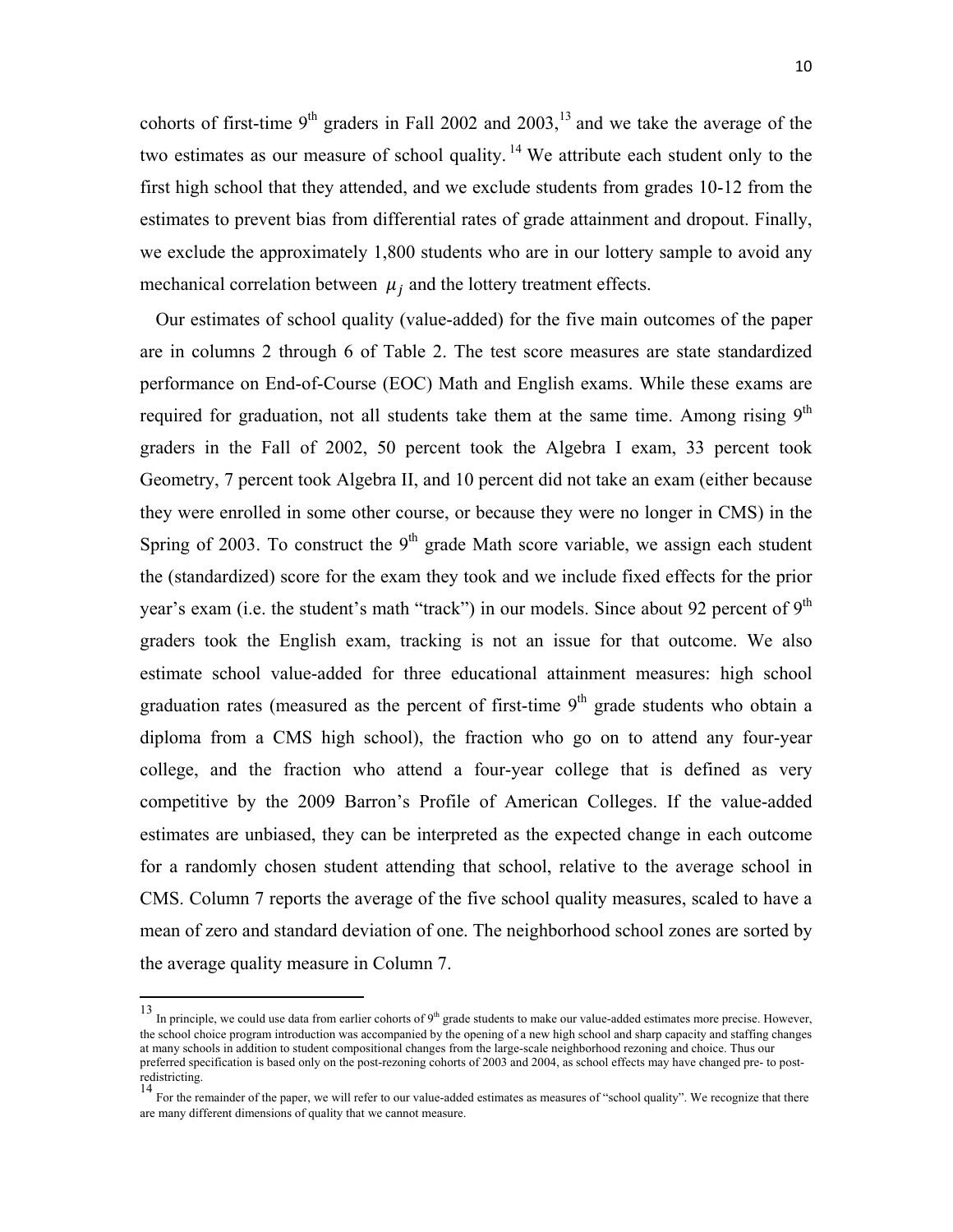cohorts of first-time 9th graders in Fall 2002 and 2003,[13] and we take the average of the two estimates as our measure of school quality.[14] We attribute each student only to the first high school that they attended, and we exclude students from grades 10-12 from the estimates to prevent bias from differential rates of grade attainment and dropout. Finally, we exclude the approximately 1,800 students who are in our lottery sample to avoid any mechanical correlation between $\mu_j$ and the lottery treatment effects.

Our estimates of school quality (value-added) for the five main outcomes of the paper are in columns 2 through 6 of Table 2. The test score measures are state standardized performance on End-of-Course (EOC) Math and English exams. While these exams are required for graduation, not all students take them at the same time. Among rising 9th graders in the Fall of 2002, 50 percent took the Algebra I exam, 33 percent took Geometry, 7 percent took Algebra II, and 10 percent did not take an exam (either because they were enrolled in some other course, or because they were no longer in CMS) in the Spring of 2003. To construct the 9th grade Math score variable, we assign each student the (standardized) score for the exam they took and we include fixed effects for the prior year's exam (i.e. the student's math "track") in our models. Since about 92 percent of 9th graders took the English exam, tracking is not an issue for that outcome. We also estimate school value-added for three educational attainment measures: high school graduation rates (measured as the percent of first-time 9th grade students who obtain a diploma from a CMS high school), the fraction who go on to attend any four-year college, and the fraction who attend a four-year college that is defined as very competitive by the 2009 Barron's Profile of American Colleges. If the value-added estimates are unbiased, they can be interpreted as the expected change in each outcome for a randomly chosen student attending that school, relative to the average school in CMS. Column 7 reports the average of the five school quality measures, scaled to have a mean of zero and standard deviation of one. The neighborhood school zones are sorted by the average quality measure in Column 7.

---

[13] In principle, we could use data from earlier cohorts of 9th grade students to make our value-added estimates more precise. However, the school choice program introduction was accompanied by the opening of a new high school and sharp capacity and staffing changes at many schools in addition to student compositional changes from the large-scale neighborhood rezoning and choice. Thus our preferred specification is based only on the post-rezoning cohorts of 2003 and 2004, as school effects may have changed pre- to post-redistricting.

[14] For the remainder of the paper, we will refer to our value-added estimates as measures of "school quality". We recognize that there are many different dimensions of quality that we cannot measure.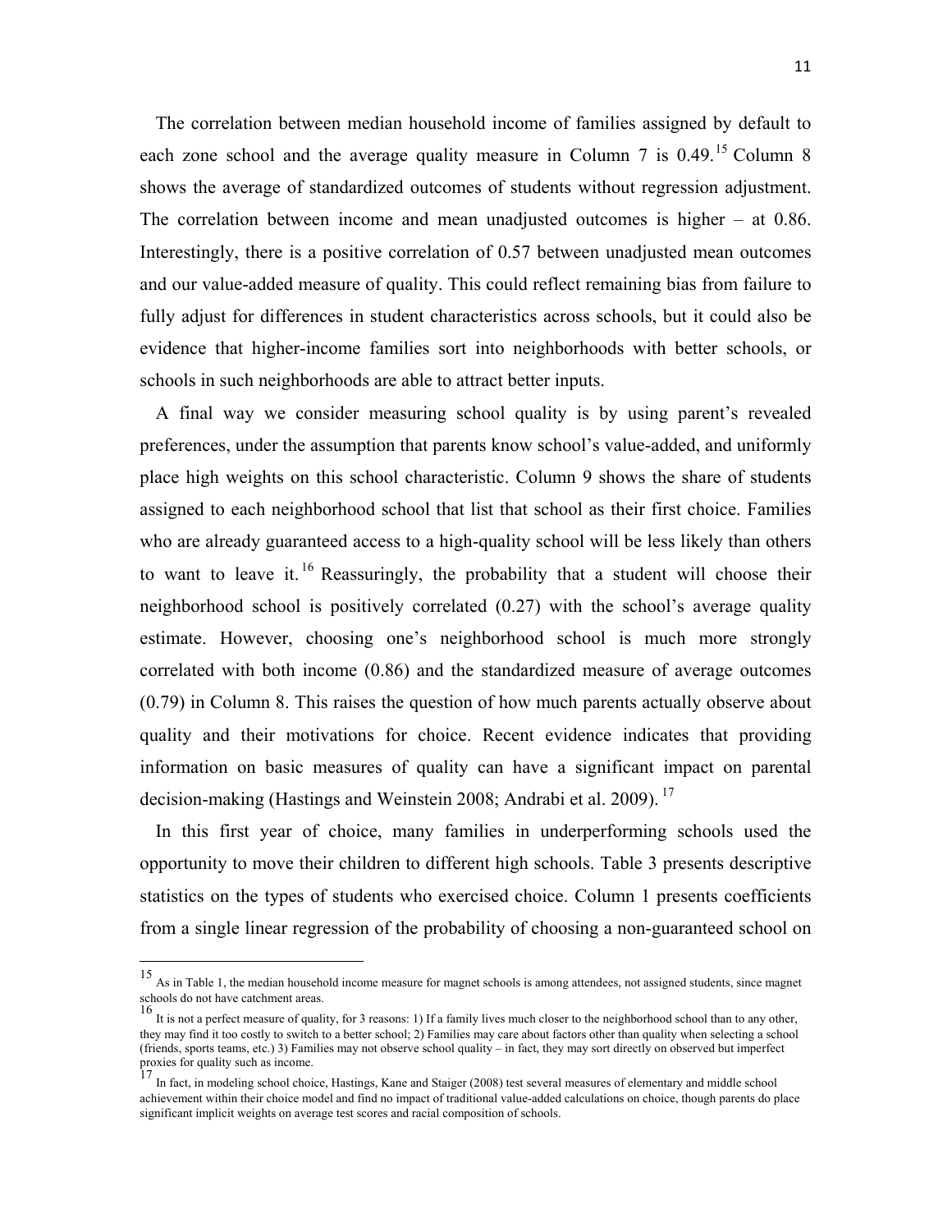The correlation between median household income of families assigned by default to each zone school and the average quality measure in Column 7 is 0.49.[15] Column 8 shows the average of standardized outcomes of students without regression adjustment. The correlation between income and mean unadjusted outcomes is higher – at 0.86. Interestingly, there is a positive correlation of 0.57 between unadjusted mean outcomes and our value-added measure of quality. This could reflect remaining bias from failure to fully adjust for differences in student characteristics across schools, but it could also be evidence that higher-income families sort into neighborhoods with better schools, or schools in such neighborhoods are able to attract better inputs.

A final way we consider measuring school quality is by using parent's revealed preferences, under the assumption that parents know school's value-added, and uniformly place high weights on this school characteristic. Column 9 shows the share of students assigned to each neighborhood school that list that school as their first choice. Families who are already guaranteed access to a high-quality school will be less likely than others to want to leave it.[16] Reassuringly, the probability that a student will choose their neighborhood school is positively correlated (0.27) with the school's average quality estimate. However, choosing one's neighborhood school is much more strongly correlated with both income (0.86) and the standardized measure of average outcomes (0.79) in Column 8. This raises the question of how much parents actually observe about quality and their motivations for choice. Recent evidence indicates that providing information on basic measures of quality can have a significant impact on parental decision-making (Hastings and Weinstein 2008; Andrabi et al. 2009).[17]

In this first year of choice, many families in underperforming schools used the opportunity to move their children to different high schools. Table 3 presents descriptive statistics on the types of students who exercised choice. Column 1 presents coefficients from a single linear regression of the probability of choosing a non-guaranteed school on

---

[15] As in Table 1, the median household income measure for magnet schools is among attendees, not assigned students, since magnet schools do not have catchment areas.

[16] It is not a perfect measure of quality, for 3 reasons: 1) If a family lives much closer to the neighborhood school than to any other, they may find it too costly to switch to a better school; 2) Families may care about factors other than quality when selecting a school (friends, sports teams, etc.) 3) Families may not observe school quality – in fact, they may sort directly on observed but imperfect proxies for quality such as income.

[17] In fact, in modeling school choice, Hastings, Kane and Staiger (2008) test several measures of elementary and middle school achievement within their choice model and find no impact of traditional value-added calculations on choice, though parents do place significant implicit weights on average test scores and racial composition of schools.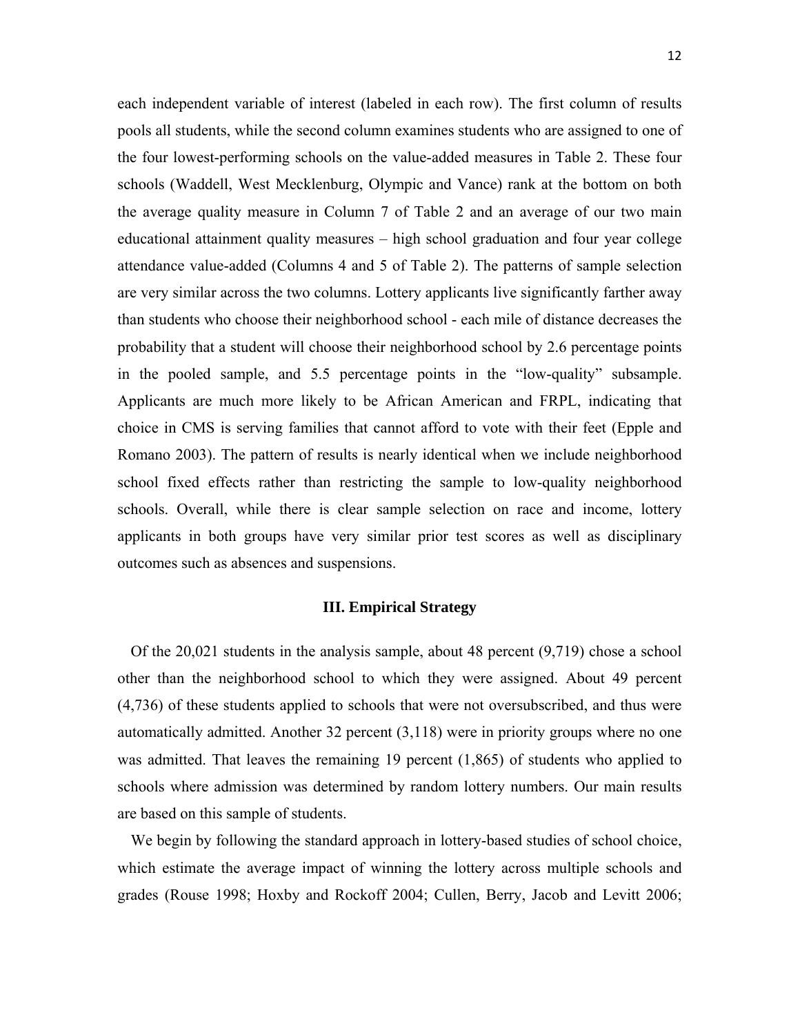each independent variable of interest (labeled in each row). The first column of results pools all students, while the second column examines students who are assigned to one of the four lowest-performing schools on the value-added measures in Table 2. These four schools (Waddell, West Mecklenburg, Olympic and Vance) rank at the bottom on both the average quality measure in Column 7 of Table 2 and an average of our two main educational attainment quality measures – high school graduation and four year college attendance value-added (Columns 4 and 5 of Table 2). The patterns of sample selection are very similar across the two columns. Lottery applicants live significantly farther away than students who choose their neighborhood school - each mile of distance decreases the probability that a student will choose their neighborhood school by 2.6 percentage points in the pooled sample, and 5.5 percentage points in the "low-quality" subsample. Applicants are much more likely to be African American and FRPL, indicating that choice in CMS is serving families that cannot afford to vote with their feet (Epple and Romano 2003). The pattern of results is nearly identical when we include neighborhood school fixed effects rather than restricting the sample to low-quality neighborhood schools. Overall, while there is clear sample selection on race and income, lottery applicants in both groups have very similar prior test scores as well as disciplinary outcomes such as absences and suspensions.

## III. Empirical Strategy

Of the 20,021 students in the analysis sample, about 48 percent (9,719) chose a school other than the neighborhood school to which they were assigned. About 49 percent (4,736) of these students applied to schools that were not oversubscribed, and thus were automatically admitted. Another 32 percent (3,118) were in priority groups where no one was admitted. That leaves the remaining 19 percent (1,865) of students who applied to schools where admission was determined by random lottery numbers. Our main results are based on this sample of students.

We begin by following the standard approach in lottery-based studies of school choice, which estimate the average impact of winning the lottery across multiple schools and grades (Rouse 1998; Hoxby and Rockoff 2004; Cullen, Berry, Jacob and Levitt 2006;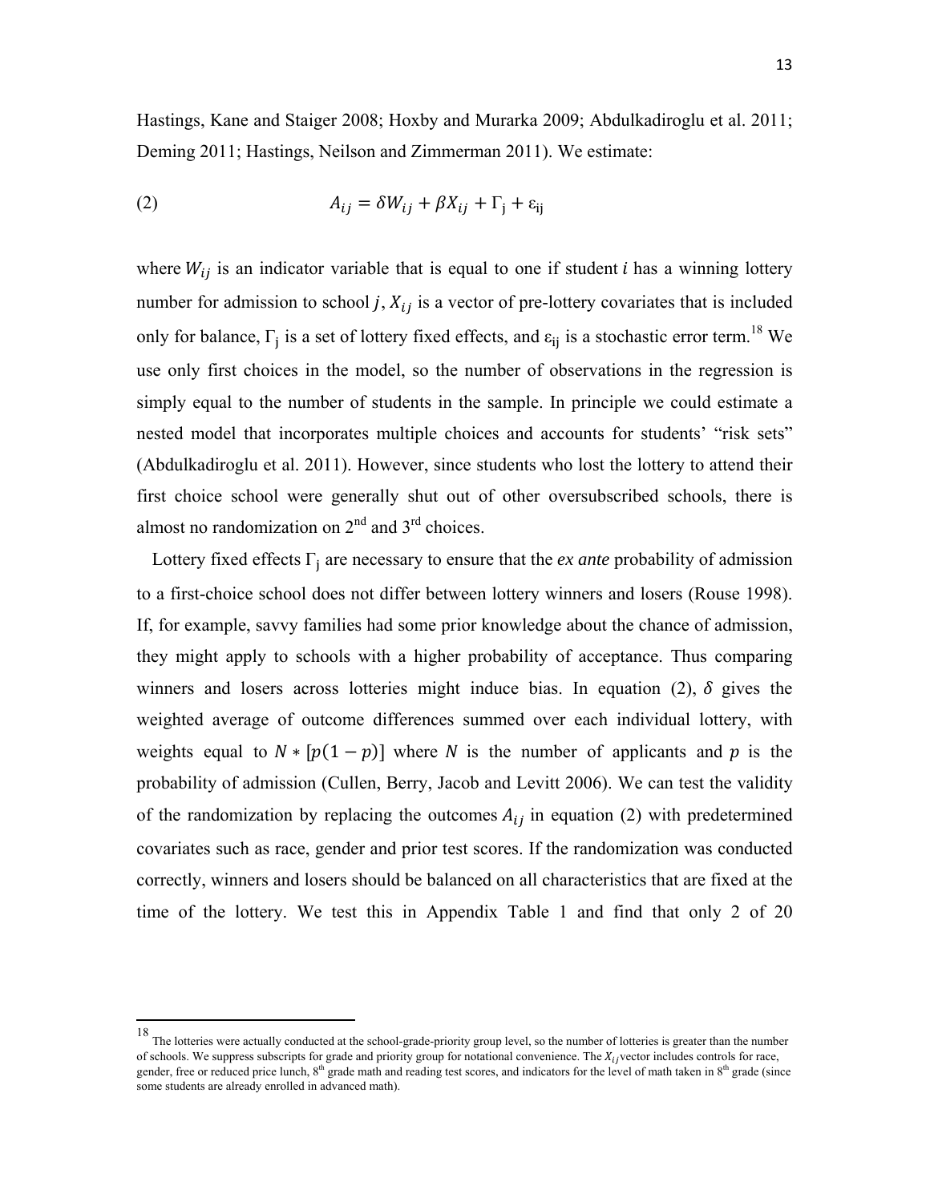Hastings, Kane and Staiger 2008; Hoxby and Murarka 2009; Abdulkadiroglu et al. 2011; Deming 2011; Hastings, Neilson and Zimmerman 2011). We estimate:

$$A_{ij} = \delta W_{ij} + \beta X_{ij} + \Gamma_j + \varepsilon_{ij} \tag{2}$$

where $W_{ij}$ is an indicator variable that is equal to one if student $i$ has a winning lottery number for admission to school $j$, $X_{ij}$ is a vector of pre-lottery covariates that is included only for balance, $\Gamma_j$ is a set of lottery fixed effects, and $\varepsilon_{ij}$ is a stochastic error term.[18] We use only first choices in the model, so the number of observations in the regression is simply equal to the number of students in the sample. In principle we could estimate a nested model that incorporates multiple choices and accounts for students' "risk sets" (Abdulkadiroglu et al. 2011). However, since students who lost the lottery to attend their first choice school were generally shut out of other oversubscribed schools, there is almost no randomization on 2[nd] and 3[rd] choices.

Lottery fixed effects $\Gamma_j$ are necessary to ensure that the *ex ante* probability of admission to a first-choice school does not differ between lottery winners and losers (Rouse 1998). If, for example, savvy families had some prior knowledge about the chance of admission, they might apply to schools with a higher probability of acceptance. Thus comparing winners and losers across lotteries might induce bias. In equation (2), $\delta$ gives the weighted average of outcome differences summed over each individual lottery, with weights equal to $N * [p(1-p)]$ where $N$ is the number of applicants and $p$ is the probability of admission (Cullen, Berry, Jacob and Levitt 2006). We can test the validity of the randomization by replacing the outcomes $A_{ij}$ in equation (2) with predetermined covariates such as race, gender and prior test scores. If the randomization was conducted correctly, winners and losers should be balanced on all characteristics that are fixed at the time of the lottery. We test this in Appendix Table 1 and find that only 2 of 20

---

[18] The lotteries were actually conducted at the school-grade-priority group level, so the number of lotteries is greater than the number of schools. We suppress subscripts for grade and priority group for notational convenience. The $X_{ij}$ vector includes controls for race, gender, free or reduced price lunch, 8[th] grade math and reading test scores, and indicators for the level of math taken in 8[th] grade (since some students are already enrolled in advanced math).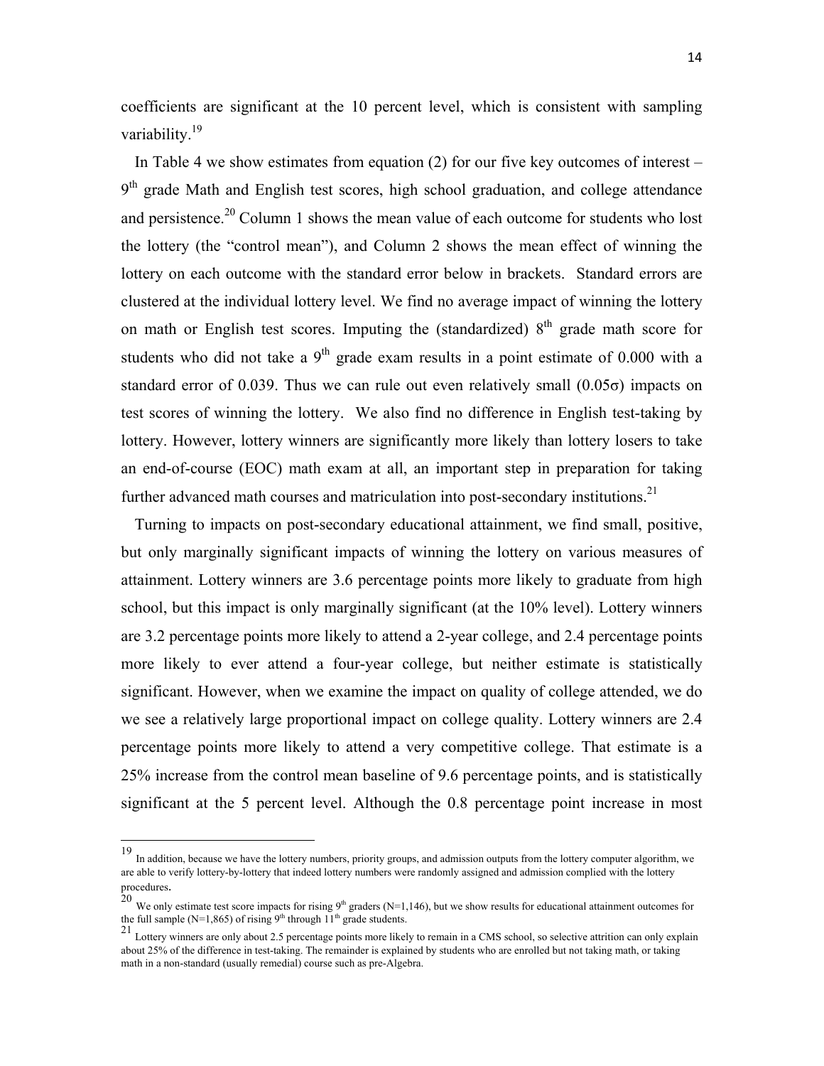coefficients are significant at the 10 percent level, which is consistent with sampling variability.[19]

In Table 4 we show estimates from equation (2) for our five key outcomes of interest – 9th grade Math and English test scores, high school graduation, and college attendance and persistence.[20] Column 1 shows the mean value of each outcome for students who lost the lottery (the "control mean"), and Column 2 shows the mean effect of winning the lottery on each outcome with the standard error below in brackets. Standard errors are clustered at the individual lottery level. We find no average impact of winning the lottery on math or English test scores. Imputing the (standardized) 8th grade math score for students who did not take a 9th grade exam results in a point estimate of 0.000 with a standard error of 0.039. Thus we can rule out even relatively small (0.05σ) impacts on test scores of winning the lottery. We also find no difference in English test-taking by lottery. However, lottery winners are significantly more likely than lottery losers to take an end-of-course (EOC) math exam at all, an important step in preparation for taking further advanced math courses and matriculation into post-secondary institutions.[21]

Turning to impacts on post-secondary educational attainment, we find small, positive, but only marginally significant impacts of winning the lottery on various measures of attainment. Lottery winners are 3.6 percentage points more likely to graduate from high school, but this impact is only marginally significant (at the 10% level). Lottery winners are 3.2 percentage points more likely to attend a 2-year college, and 2.4 percentage points more likely to ever attend a four-year college, but neither estimate is statistically significant. However, when we examine the impact on quality of college attended, we do we see a relatively large proportional impact on college quality. Lottery winners are 2.4 percentage points more likely to attend a very competitive college. That estimate is a 25% increase from the control mean baseline of 9.6 percentage points, and is statistically significant at the 5 percent level. Although the 0.8 percentage point increase in most

---

[19] In addition, because we have the lottery numbers, priority groups, and admission outputs from the lottery computer algorithm, we are able to verify lottery-by-lottery that indeed lottery numbers were randomly assigned and admission complied with the lottery procedures.

[20] We only estimate test score impacts for rising 9th graders (N=1,146), but we show results for educational attainment outcomes for the full sample (N=1,865) of rising 9th through 11th grade students.

[21] Lottery winners are only about 2.5 percentage points more likely to remain in a CMS school, so selective attrition can only explain about 25% of the difference in test-taking. The remainder is explained by students who are enrolled but not taking math, or taking math in a non-standard (usually remedial) course such as pre-Algebra.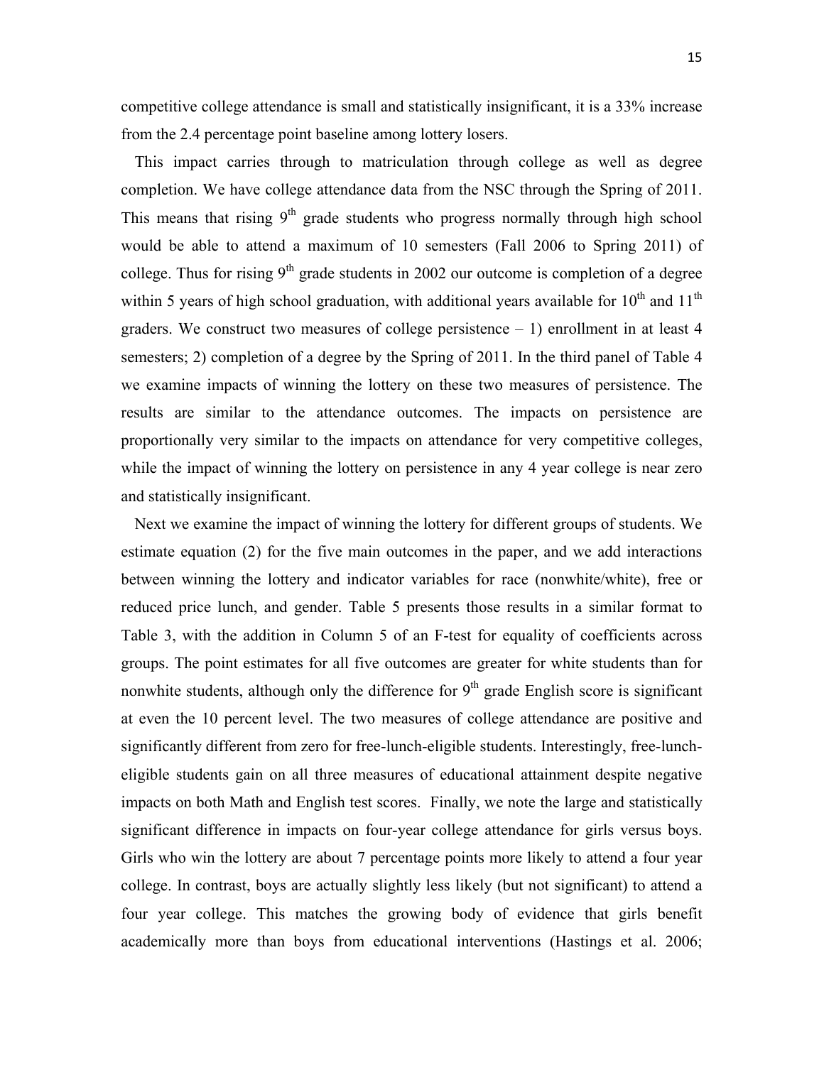competitive college attendance is small and statistically insignificant, it is a 33% increase from the 2.4 percentage point baseline among lottery losers.

This impact carries through to matriculation through college as well as degree completion. We have college attendance data from the NSC through the Spring of 2011. This means that rising 9th grade students who progress normally through high school would be able to attend a maximum of 10 semesters (Fall 2006 to Spring 2011) of college. Thus for rising 9th grade students in 2002 our outcome is completion of a degree within 5 years of high school graduation, with additional years available for 10th and 11th graders. We construct two measures of college persistence – 1) enrollment in at least 4 semesters; 2) completion of a degree by the Spring of 2011. In the third panel of Table 4 we examine impacts of winning the lottery on these two measures of persistence. The results are similar to the attendance outcomes. The impacts on persistence are proportionally very similar to the impacts on attendance for very competitive colleges, while the impact of winning the lottery on persistence in any 4 year college is near zero and statistically insignificant.

Next we examine the impact of winning the lottery for different groups of students. We estimate equation (2) for the five main outcomes in the paper, and we add interactions between winning the lottery and indicator variables for race (nonwhite/white), free or reduced price lunch, and gender. Table 5 presents those results in a similar format to Table 3, with the addition in Column 5 of an F-test for equality of coefficients across groups. The point estimates for all five outcomes are greater for white students than for nonwhite students, although only the difference for 9th grade English score is significant at even the 10 percent level. The two measures of college attendance are positive and significantly different from zero for free-lunch-eligible students. Interestingly, free-lunch-eligible students gain on all three measures of educational attainment despite negative impacts on both Math and English test scores. Finally, we note the large and statistically significant difference in impacts on four-year college attendance for girls versus boys. Girls who win the lottery are about 7 percentage points more likely to attend a four year college. In contrast, boys are actually slightly less likely (but not significant) to attend a four year college. This matches the growing body of evidence that girls benefit academically more than boys from educational interventions (Hastings et al. 2006;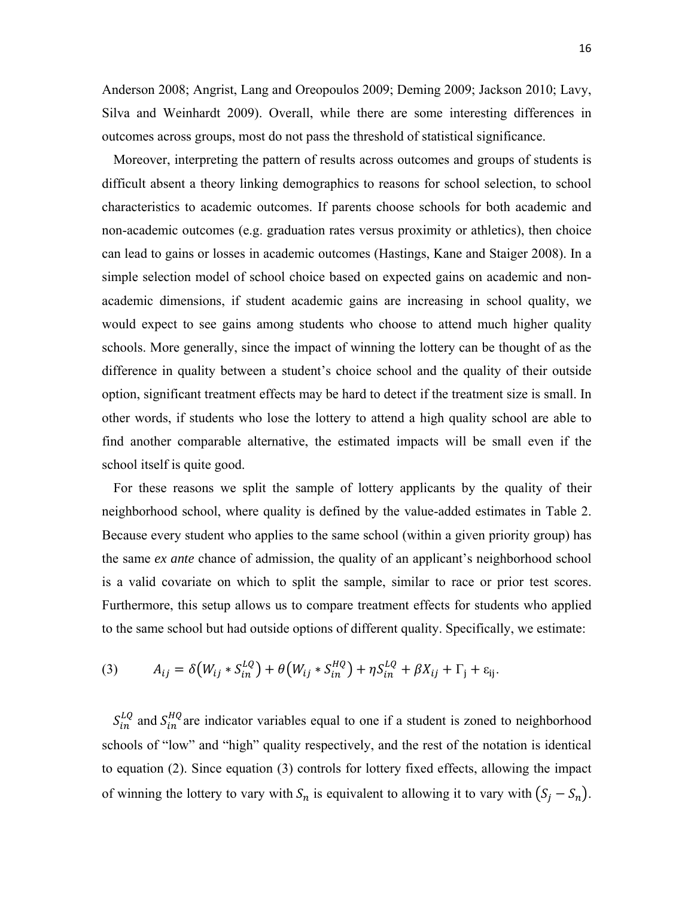Anderson 2008; Angrist, Lang and Oreopoulos 2009; Deming 2009; Jackson 2010; Lavy, Silva and Weinhardt 2009). Overall, while there are some interesting differences in outcomes across groups, most do not pass the threshold of statistical significance.

Moreover, interpreting the pattern of results across outcomes and groups of students is difficult absent a theory linking demographics to reasons for school selection, to school characteristics to academic outcomes. If parents choose schools for both academic and non-academic outcomes (e.g. graduation rates versus proximity or athletics), then choice can lead to gains or losses in academic outcomes (Hastings, Kane and Staiger 2008). In a simple selection model of school choice based on expected gains on academic and non-academic dimensions, if student academic gains are increasing in school quality, we would expect to see gains among students who choose to attend much higher quality schools. More generally, since the impact of winning the lottery can be thought of as the difference in quality between a student's choice school and the quality of their outside option, significant treatment effects may be hard to detect if the treatment size is small. In other words, if students who lose the lottery to attend a high quality school are able to find another comparable alternative, the estimated impacts will be small even if the school itself is quite good.

For these reasons we split the sample of lottery applicants by the quality of their neighborhood school, where quality is defined by the value-added estimates in Table 2. Because every student who applies to the same school (within a given priority group) has the same *ex ante* chance of admission, the quality of an applicant's neighborhood school is a valid covariate on which to split the sample, similar to race or prior test scores. Furthermore, this setup allows us to compare treatment effects for students who applied to the same school but had outside options of different quality. Specifically, we estimate:

$$(3) \qquad A_{ij} = \delta\left(W_{ij} * S_{in}^{LQ}\right) + \theta\left(W_{ij} * S_{in}^{HQ}\right) + \eta S_{in}^{LQ} + \beta X_{ij} + \Gamma_{\mathrm{j}} + \varepsilon_{\mathrm{ij}}.$$

$S_{in}^{LQ}$ and $S_{in}^{HQ}$ are indicator variables equal to one if a student is zoned to neighborhood schools of "low" and "high" quality respectively, and the rest of the notation is identical to equation (2). Since equation (3) controls for lottery fixed effects, allowing the impact of winning the lottery to vary with $S_n$ is equivalent to allowing it to vary with $\left(S_j - S_n\right)$.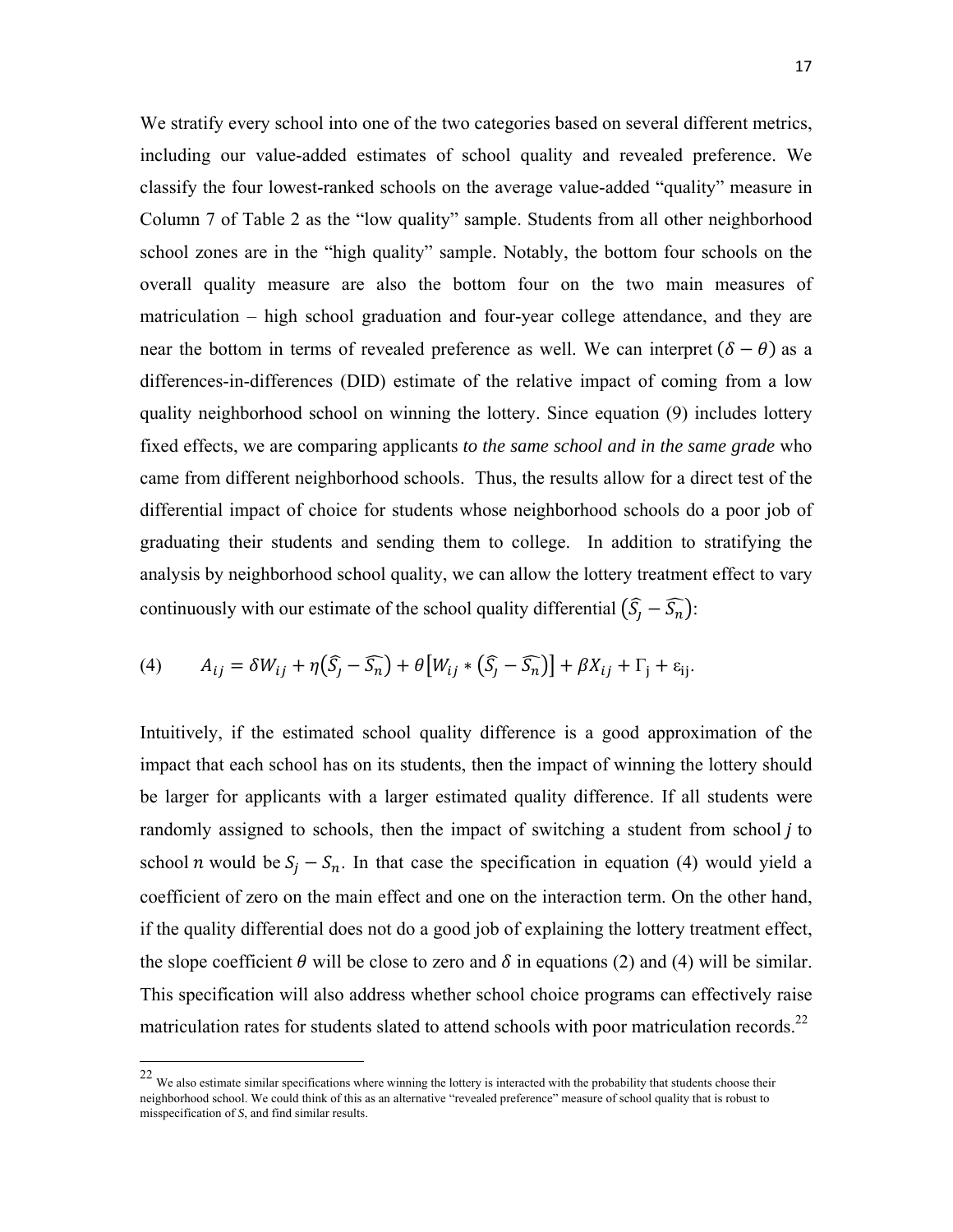We stratify every school into one of the two categories based on several different metrics, including our value-added estimates of school quality and revealed preference. We classify the four lowest-ranked schools on the average value-added "quality" measure in Column 7 of Table 2 as the "low quality" sample. Students from all other neighborhood school zones are in the "high quality" sample. Notably, the bottom four schools on the overall quality measure are also the bottom four on the two main measures of matriculation – high school graduation and four-year college attendance, and they are near the bottom in terms of revealed preference as well. We can interpret $(\delta - \theta)$ as a differences-in-differences (DID) estimate of the relative impact of coming from a low quality neighborhood school on winning the lottery. Since equation (9) includes lottery fixed effects, we are comparing applicants *to the same school and in the same grade* who came from different neighborhood schools. Thus, the results allow for a direct test of the differential impact of choice for students whose neighborhood schools do a poor job of graduating their students and sending them to college. In addition to stratifying the analysis by neighborhood school quality, we can allow the lottery treatment effect to vary continuously with our estimate of the school quality differential $(\widehat{S_j} - \widehat{S_n})$:

$$(4) \qquad A_{ij} = \delta W_{ij} + \eta(\widehat{S_j} - \widehat{S_n}) + \theta[W_{ij} * (\widehat{S_j} - \widehat{S_n})] + \beta X_{ij} + \Gamma_j + \varepsilon_{ij}.$$

Intuitively, if the estimated school quality difference is a good approximation of the impact that each school has on its students, then the impact of winning the lottery should be larger for applicants with a larger estimated quality difference. If all students were randomly assigned to schools, then the impact of switching a student from school $j$ to school $n$ would be $S_j - S_n$. In that case the specification in equation (4) would yield a coefficient of zero on the main effect and one on the interaction term. On the other hand, if the quality differential does not do a good job of explaining the lottery treatment effect, the slope coefficient $\theta$ will be close to zero and $\delta$ in equations (2) and (4) will be similar. This specification will also address whether school choice programs can effectively raise matriculation rates for students slated to attend schools with poor matriculation records.[22]

[22] We also estimate similar specifications where winning the lottery is interacted with the probability that students choose their neighborhood school. We could think of this as an alternative "revealed preference" measure of school quality that is robust to misspecification of *S*, and find similar results.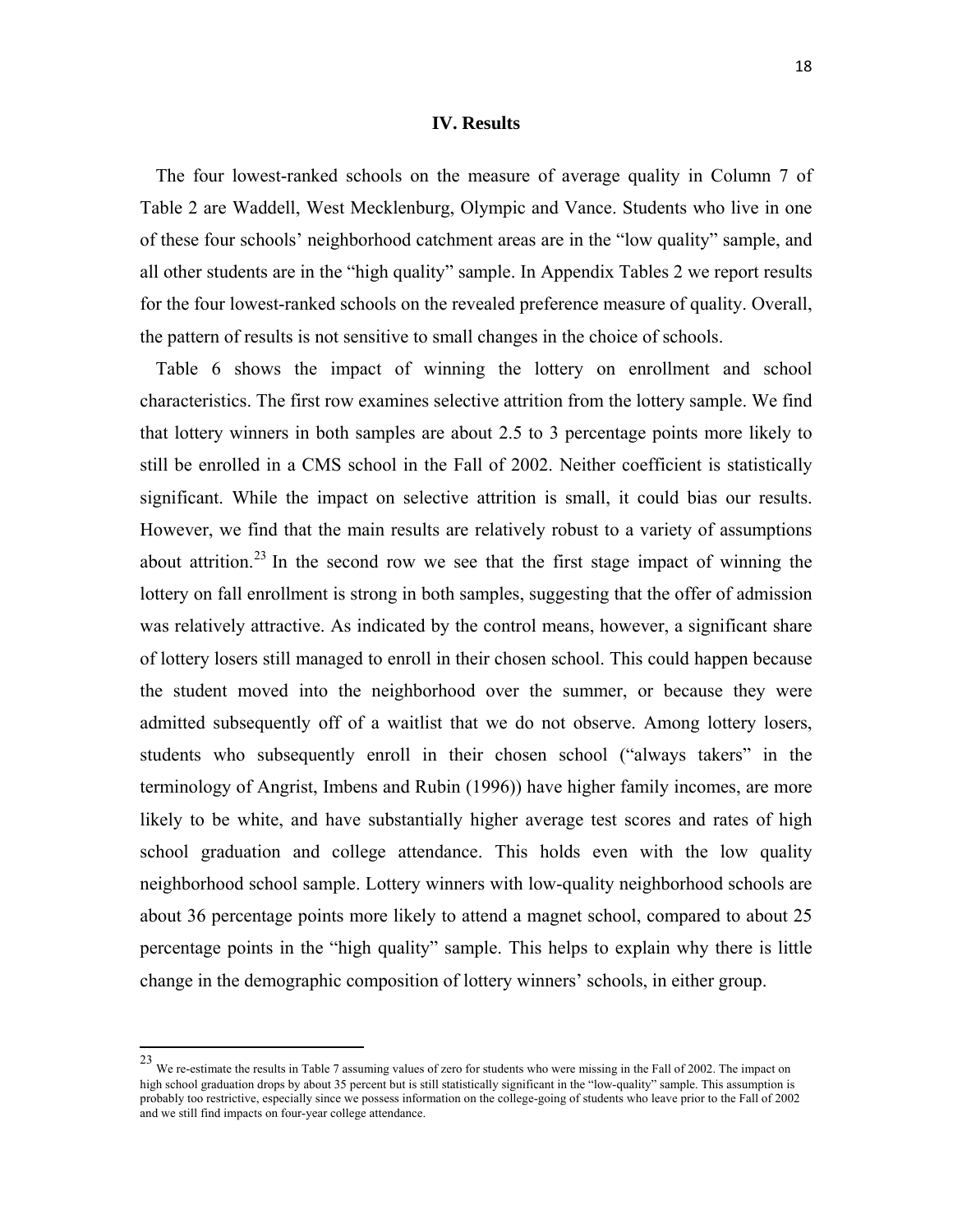## IV. Results

The four lowest-ranked schools on the measure of average quality in Column 7 of Table 2 are Waddell, West Mecklenburg, Olympic and Vance. Students who live in one of these four schools' neighborhood catchment areas are in the "low quality" sample, and all other students are in the "high quality" sample. In Appendix Tables 2 we report results for the four lowest-ranked schools on the revealed preference measure of quality. Overall, the pattern of results is not sensitive to small changes in the choice of schools.

Table 6 shows the impact of winning the lottery on enrollment and school characteristics. The first row examines selective attrition from the lottery sample. We find that lottery winners in both samples are about 2.5 to 3 percentage points more likely to still be enrolled in a CMS school in the Fall of 2002. Neither coefficient is statistically significant. While the impact on selective attrition is small, it could bias our results. However, we find that the main results are relatively robust to a variety of assumptions about attrition.[23] In the second row we see that the first stage impact of winning the lottery on fall enrollment is strong in both samples, suggesting that the offer of admission was relatively attractive. As indicated by the control means, however, a significant share of lottery losers still managed to enroll in their chosen school. This could happen because the student moved into the neighborhood over the summer, or because they were admitted subsequently off of a waitlist that we do not observe. Among lottery losers, students who subsequently enroll in their chosen school ("always takers" in the terminology of Angrist, Imbens and Rubin (1996)) have higher family incomes, are more likely to be white, and have substantially higher average test scores and rates of high school graduation and college attendance. This holds even with the low quality neighborhood school sample. Lottery winners with low-quality neighborhood schools are about 36 percentage points more likely to attend a magnet school, compared to about 25 percentage points in the "high quality" sample. This helps to explain why there is little change in the demographic composition of lottery winners' schools, in either group.

[23] We re-estimate the results in Table 7 assuming values of zero for students who were missing in the Fall of 2002. The impact on high school graduation drops by about 35 percent but is still statistically significant in the "low-quality" sample. This assumption is probably too restrictive, especially since we possess information on the college-going of students who leave prior to the Fall of 2002 and we still find impacts on four-year college attendance.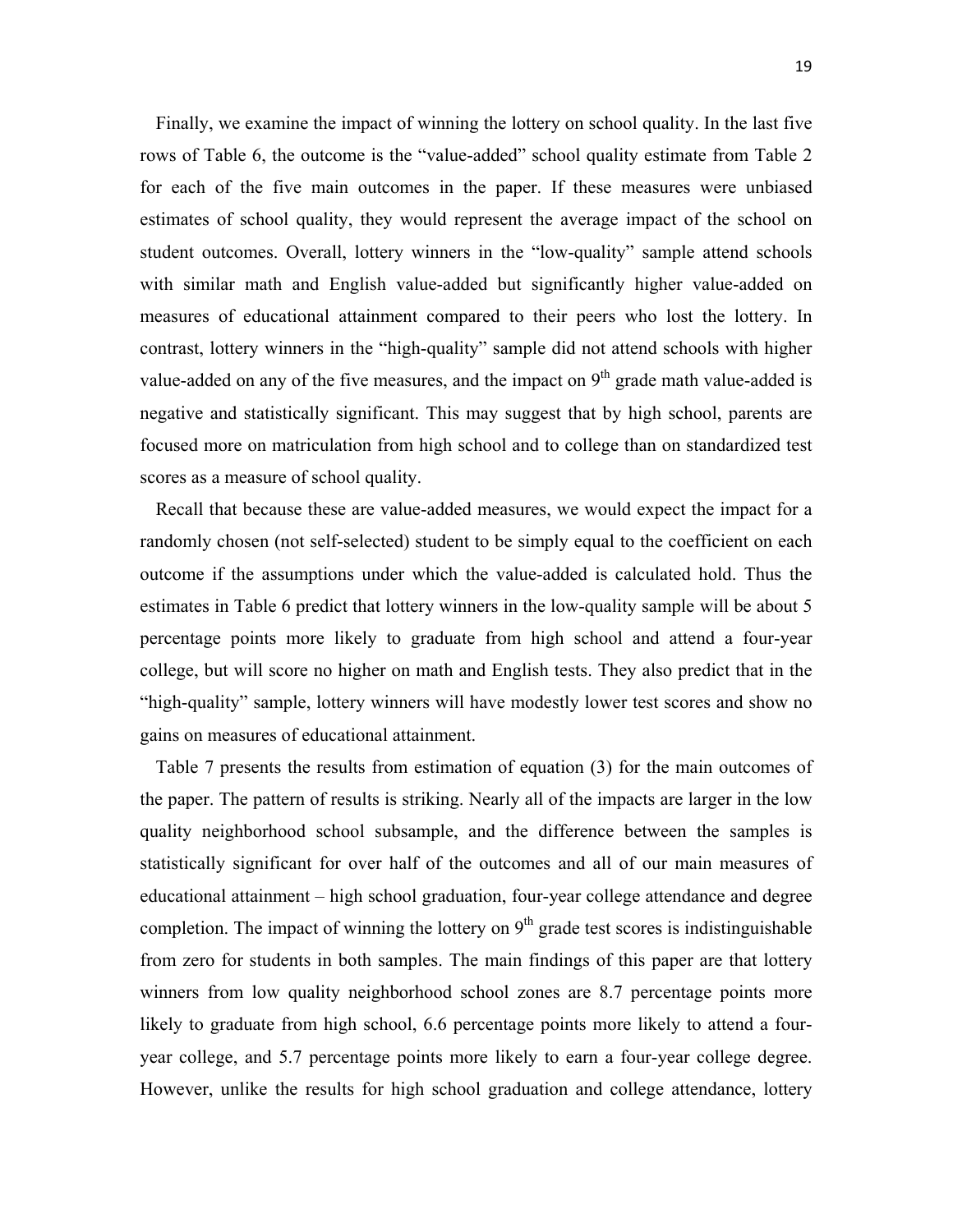Finally, we examine the impact of winning the lottery on school quality. In the last five rows of Table 6, the outcome is the "value-added" school quality estimate from Table 2 for each of the five main outcomes in the paper. If these measures were unbiased estimates of school quality, they would represent the average impact of the school on student outcomes. Overall, lottery winners in the "low-quality" sample attend schools with similar math and English value-added but significantly higher value-added on measures of educational attainment compared to their peers who lost the lottery. In contrast, lottery winners in the "high-quality" sample did not attend schools with higher value-added on any of the five measures, and the impact on 9th grade math value-added is negative and statistically significant. This may suggest that by high school, parents are focused more on matriculation from high school and to college than on standardized test scores as a measure of school quality.

Recall that because these are value-added measures, we would expect the impact for a randomly chosen (not self-selected) student to be simply equal to the coefficient on each outcome if the assumptions under which the value-added is calculated hold. Thus the estimates in Table 6 predict that lottery winners in the low-quality sample will be about 5 percentage points more likely to graduate from high school and attend a four-year college, but will score no higher on math and English tests. They also predict that in the "high-quality" sample, lottery winners will have modestly lower test scores and show no gains on measures of educational attainment.

Table 7 presents the results from estimation of equation (3) for the main outcomes of the paper. The pattern of results is striking. Nearly all of the impacts are larger in the low quality neighborhood school subsample, and the difference between the samples is statistically significant for over half of the outcomes and all of our main measures of educational attainment – high school graduation, four-year college attendance and degree completion. The impact of winning the lottery on 9th grade test scores is indistinguishable from zero for students in both samples. The main findings of this paper are that lottery winners from low quality neighborhood school zones are 8.7 percentage points more likely to graduate from high school, 6.6 percentage points more likely to attend a four-year college, and 5.7 percentage points more likely to earn a four-year college degree. However, unlike the results for high school graduation and college attendance, lottery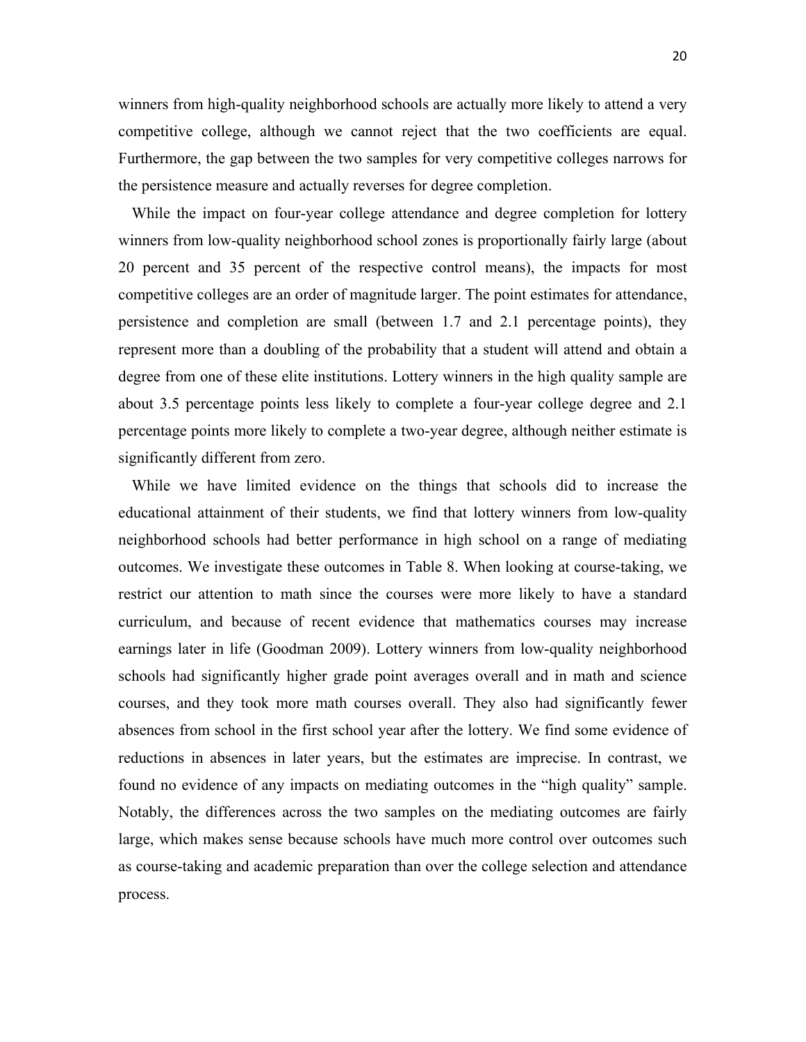winners from high-quality neighborhood schools are actually more likely to attend a very competitive college, although we cannot reject that the two coefficients are equal. Furthermore, the gap between the two samples for very competitive colleges narrows for the persistence measure and actually reverses for degree completion.

While the impact on four-year college attendance and degree completion for lottery winners from low-quality neighborhood school zones is proportionally fairly large (about 20 percent and 35 percent of the respective control means), the impacts for most competitive colleges are an order of magnitude larger. The point estimates for attendance, persistence and completion are small (between 1.7 and 2.1 percentage points), they represent more than a doubling of the probability that a student will attend and obtain a degree from one of these elite institutions. Lottery winners in the high quality sample are about 3.5 percentage points less likely to complete a four-year college degree and 2.1 percentage points more likely to complete a two-year degree, although neither estimate is significantly different from zero.

While we have limited evidence on the things that schools did to increase the educational attainment of their students, we find that lottery winners from low-quality neighborhood schools had better performance in high school on a range of mediating outcomes. We investigate these outcomes in Table 8. When looking at course-taking, we restrict our attention to math since the courses were more likely to have a standard curriculum, and because of recent evidence that mathematics courses may increase earnings later in life (Goodman 2009). Lottery winners from low-quality neighborhood schools had significantly higher grade point averages overall and in math and science courses, and they took more math courses overall. They also had significantly fewer absences from school in the first school year after the lottery. We find some evidence of reductions in absences in later years, but the estimates are imprecise. In contrast, we found no evidence of any impacts on mediating outcomes in the "high quality" sample. Notably, the differences across the two samples on the mediating outcomes are fairly large, which makes sense because schools have much more control over outcomes such as course-taking and academic preparation than over the college selection and attendance process.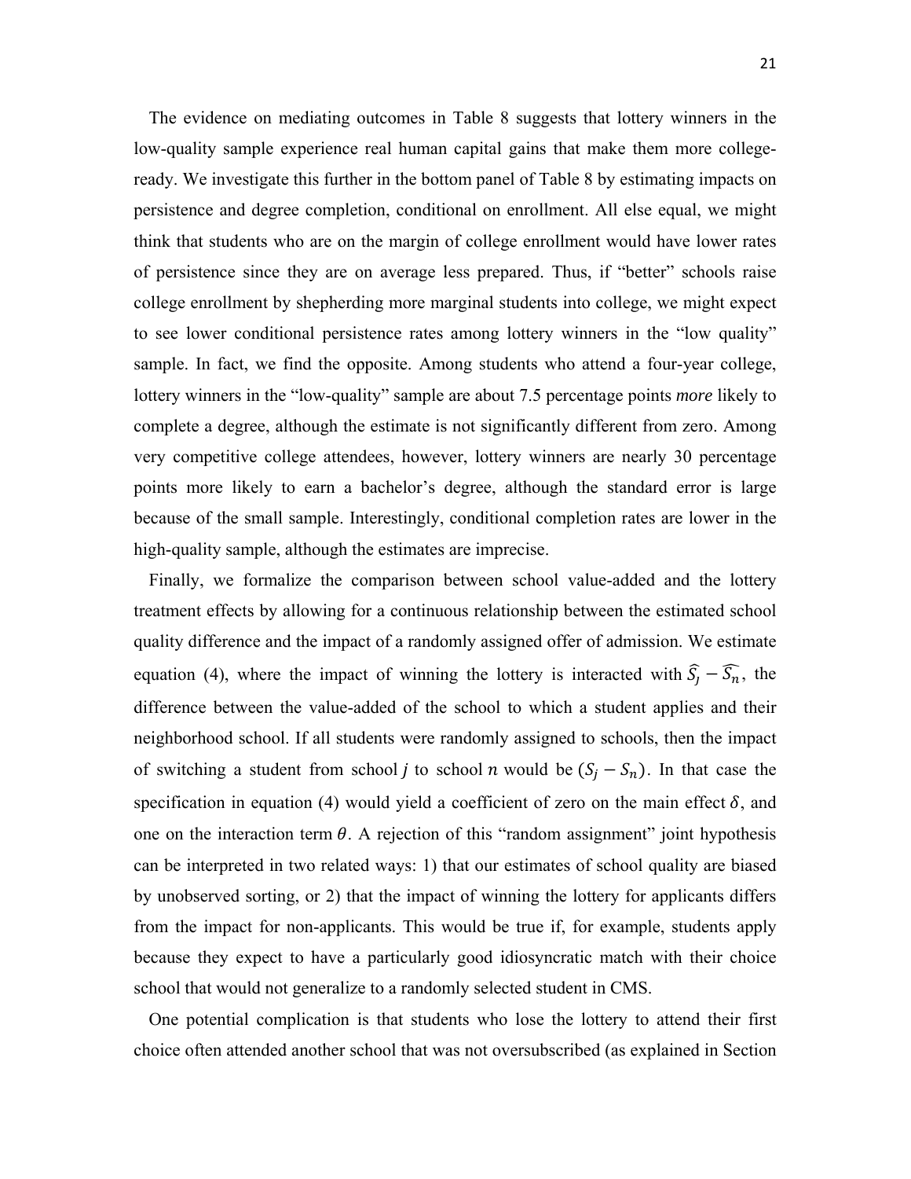The evidence on mediating outcomes in Table 8 suggests that lottery winners in the low-quality sample experience real human capital gains that make them more college-ready. We investigate this further in the bottom panel of Table 8 by estimating impacts on persistence and degree completion, conditional on enrollment. All else equal, we might think that students who are on the margin of college enrollment would have lower rates of persistence since they are on average less prepared. Thus, if "better" schools raise college enrollment by shepherding more marginal students into college, we might expect to see lower conditional persistence rates among lottery winners in the "low quality" sample. In fact, we find the opposite. Among students who attend a four-year college, lottery winners in the "low-quality" sample are about 7.5 percentage points *more* likely to complete a degree, although the estimate is not significantly different from zero. Among very competitive college attendees, however, lottery winners are nearly 30 percentage points more likely to earn a bachelor's degree, although the standard error is large because of the small sample. Interestingly, conditional completion rates are lower in the high-quality sample, although the estimates are imprecise.

Finally, we formalize the comparison between school value-added and the lottery treatment effects by allowing for a continuous relationship between the estimated school quality difference and the impact of a randomly assigned offer of admission. We estimate equation (4), where the impact of winning the lottery is interacted with $\widehat{S_j} - \widehat{S_n}$, the difference between the value-added of the school to which a student applies and their neighborhood school. If all students were randomly assigned to schools, then the impact of switching a student from school $j$ to school $n$ would be $(S_j - S_n)$. In that case the specification in equation (4) would yield a coefficient of zero on the main effect $\delta$, and one on the interaction term $\theta$. A rejection of this "random assignment" joint hypothesis can be interpreted in two related ways: 1) that our estimates of school quality are biased by unobserved sorting, or 2) that the impact of winning the lottery for applicants differs from the impact for non-applicants. This would be true if, for example, students apply because they expect to have a particularly good idiosyncratic match with their choice school that would not generalize to a randomly selected student in CMS.

One potential complication is that students who lose the lottery to attend their first choice often attended another school that was not oversubscribed (as explained in Section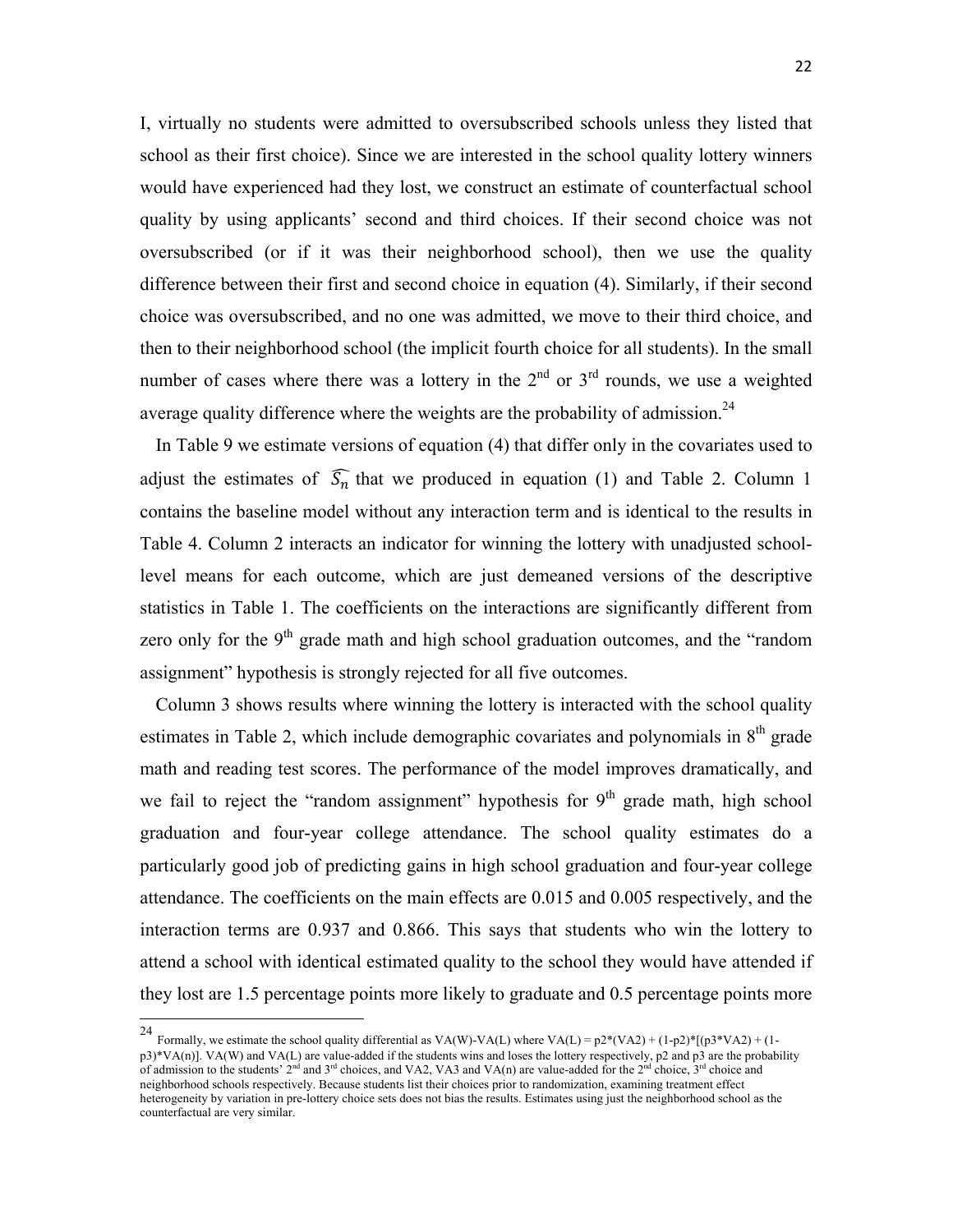I, virtually no students were admitted to oversubscribed schools unless they listed that school as their first choice). Since we are interested in the school quality lottery winners would have experienced had they lost, we construct an estimate of counterfactual school quality by using applicants' second and third choices. If their second choice was not oversubscribed (or if it was their neighborhood school), then we use the quality difference between their first and second choice in equation (4). Similarly, if their second choice was oversubscribed, and no one was admitted, we move to their third choice, and then to their neighborhood school (the implicit fourth choice for all students). In the small number of cases where there was a lottery in the 2nd or 3rd rounds, we use a weighted average quality difference where the weights are the probability of admission.[24]

In Table 9 we estimate versions of equation (4) that differ only in the covariates used to adjust the estimates of $\widehat{S_n}$ that we produced in equation (1) and Table 2. Column 1 contains the baseline model without any interaction term and is identical to the results in Table 4. Column 2 interacts an indicator for winning the lottery with unadjusted school-level means for each outcome, which are just demeaned versions of the descriptive statistics in Table 1. The coefficients on the interactions are significantly different from zero only for the 9th grade math and high school graduation outcomes, and the "random assignment" hypothesis is strongly rejected for all five outcomes.

Column 3 shows results where winning the lottery is interacted with the school quality estimates in Table 2, which include demographic covariates and polynomials in 8th grade math and reading test scores. The performance of the model improves dramatically, and we fail to reject the "random assignment" hypothesis for 9th grade math, high school graduation and four-year college attendance. The school quality estimates do a particularly good job of predicting gains in high school graduation and four-year college attendance. The coefficients on the main effects are 0.015 and 0.005 respectively, and the interaction terms are 0.937 and 0.866. This says that students who win the lottery to attend a school with identical estimated quality to the school they would have attended if they lost are 1.5 percentage points more likely to graduate and 0.5 percentage points more

---

[24] Formally, we estimate the school quality differential as VA(W)-VA(L) where VA(L) = p2\*(VA2) + (1-p2)\*[(p3\*VA2) + (1-p3)\*VA(n)]. VA(W) and VA(L) are value-added if the students wins and loses the lottery respectively, p2 and p3 are the probability of admission to the students' 2nd and 3rd choices, and VA2, VA3 and VA(n) are value-added for the 2nd choice, 3rd choice and neighborhood schools respectively. Because students list their choices prior to randomization, examining treatment effect heterogeneity by variation in pre-lottery choice sets does not bias the results. Estimates using just the neighborhood school as the counterfactual are very similar.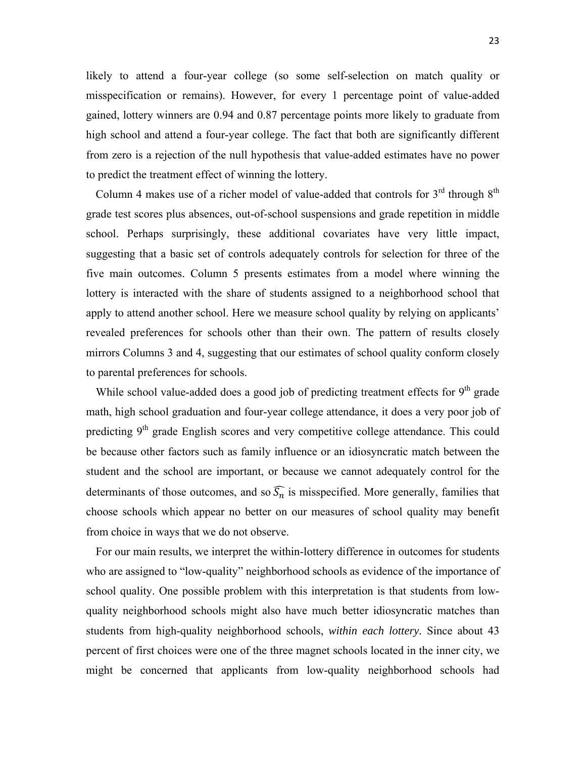likely to attend a four-year college (so some self-selection on match quality or misspecification or remains). However, for every 1 percentage point of value-added gained, lottery winners are 0.94 and 0.87 percentage points more likely to graduate from high school and attend a four-year college. The fact that both are significantly different from zero is a rejection of the null hypothesis that value-added estimates have no power to predict the treatment effect of winning the lottery.

Column 4 makes use of a richer model of value-added that controls for 3rd through 8th grade test scores plus absences, out-of-school suspensions and grade repetition in middle school. Perhaps surprisingly, these additional covariates have very little impact, suggesting that a basic set of controls adequately controls for selection for three of the five main outcomes. Column 5 presents estimates from a model where winning the lottery is interacted with the share of students assigned to a neighborhood school that apply to attend another school. Here we measure school quality by relying on applicants' revealed preferences for schools other than their own. The pattern of results closely mirrors Columns 3 and 4, suggesting that our estimates of school quality conform closely to parental preferences for schools.

While school value-added does a good job of predicting treatment effects for 9th grade math, high school graduation and four-year college attendance, it does a very poor job of predicting 9th grade English scores and very competitive college attendance. This could be because other factors such as family influence or an idiosyncratic match between the student and the school are important, or because we cannot adequately control for the determinants of those outcomes, and so $\widehat{S_n}$ is misspecified. More generally, families that choose schools which appear no better on our measures of school quality may benefit from choice in ways that we do not observe.

For our main results, we interpret the within-lottery difference in outcomes for students who are assigned to "low-quality" neighborhood schools as evidence of the importance of school quality. One possible problem with this interpretation is that students from low-quality neighborhood schools might also have much better idiosyncratic matches than students from high-quality neighborhood schools, *within each lottery.* Since about 43 percent of first choices were one of the three magnet schools located in the inner city, we might be concerned that applicants from low-quality neighborhood schools had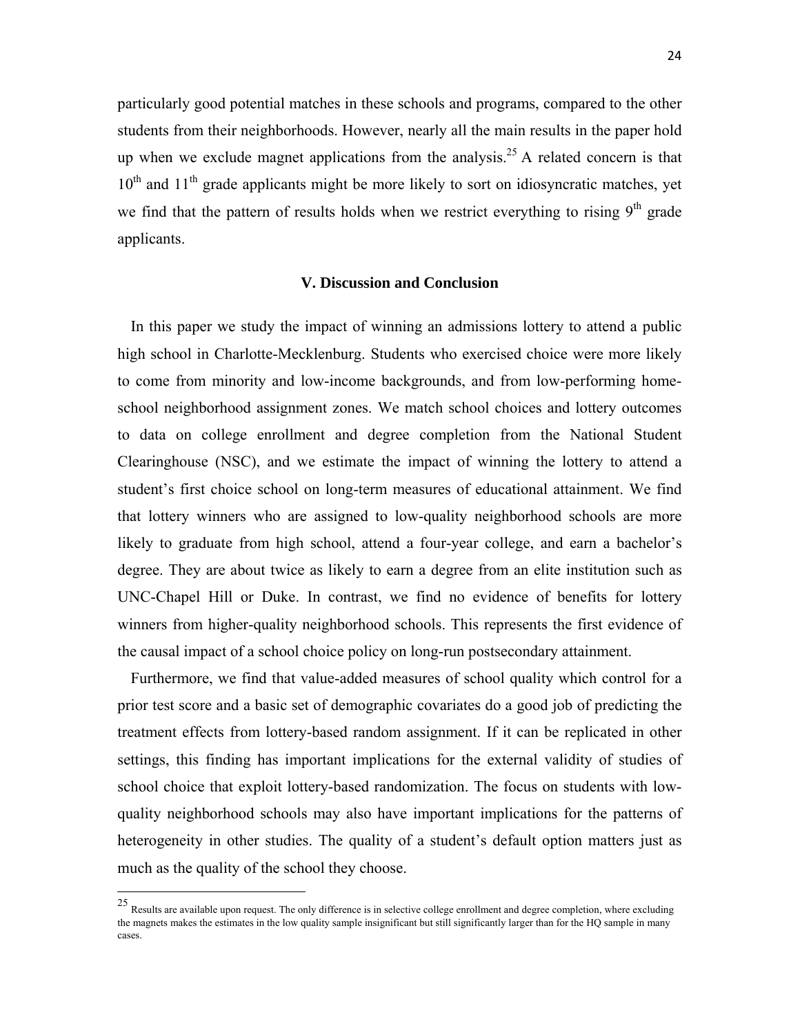particularly good potential matches in these schools and programs, compared to the other students from their neighborhoods. However, nearly all the main results in the paper hold up when we exclude magnet applications from the analysis.[25] A related concern is that $10^{th}$ and $11^{th}$ grade applicants might be more likely to sort on idiosyncratic matches, yet we find that the pattern of results holds when we restrict everything to rising $9^{th}$ grade applicants.

## V. Discussion and Conclusion

In this paper we study the impact of winning an admissions lottery to attend a public high school in Charlotte-Mecklenburg. Students who exercised choice were more likely to come from minority and low-income backgrounds, and from low-performing home-school neighborhood assignment zones. We match school choices and lottery outcomes to data on college enrollment and degree completion from the National Student Clearinghouse (NSC), and we estimate the impact of winning the lottery to attend a student's first choice school on long-term measures of educational attainment. We find that lottery winners who are assigned to low-quality neighborhood schools are more likely to graduate from high school, attend a four-year college, and earn a bachelor's degree. They are about twice as likely to earn a degree from an elite institution such as UNC-Chapel Hill or Duke. In contrast, we find no evidence of benefits for lottery winners from higher-quality neighborhood schools. This represents the first evidence of the causal impact of a school choice policy on long-run postsecondary attainment.

Furthermore, we find that value-added measures of school quality which control for a prior test score and a basic set of demographic covariates do a good job of predicting the treatment effects from lottery-based random assignment. If it can be replicated in other settings, this finding has important implications for the external validity of studies of school choice that exploit lottery-based randomization. The focus on students with low-quality neighborhood schools may also have important implications for the patterns of heterogeneity in other studies. The quality of a student's default option matters just as much as the quality of the school they choose.

[25] Results are available upon request. The only difference is in selective college enrollment and degree completion, where excluding the magnets makes the estimates in the low quality sample insignificant but still significantly larger than for the HQ sample in many cases.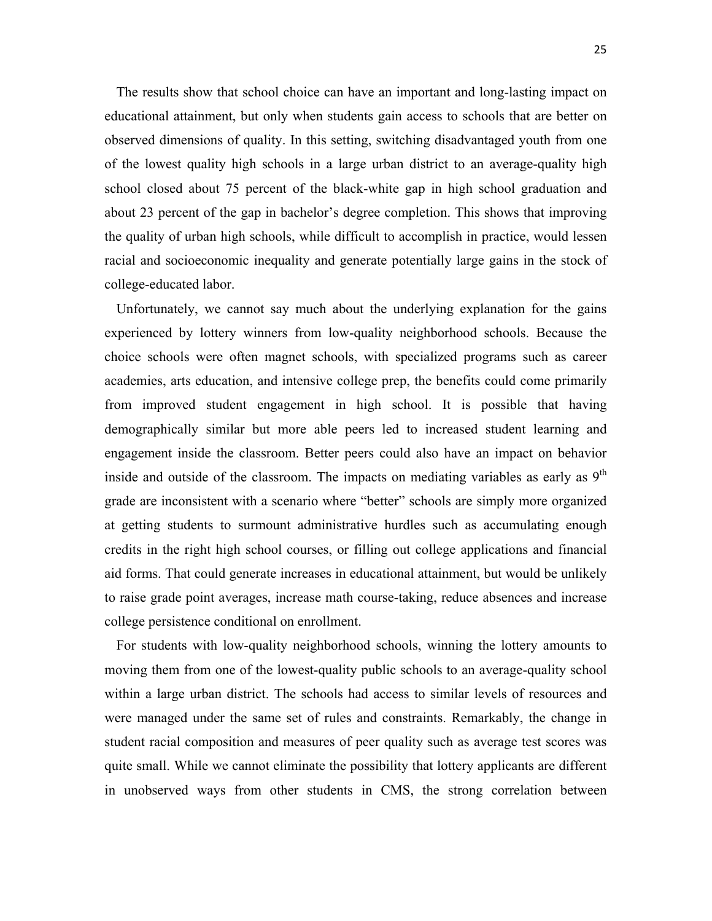The results show that school choice can have an important and long-lasting impact on educational attainment, but only when students gain access to schools that are better on observed dimensions of quality. In this setting, switching disadvantaged youth from one of the lowest quality high schools in a large urban district to an average-quality high school closed about 75 percent of the black-white gap in high school graduation and about 23 percent of the gap in bachelor's degree completion. This shows that improving the quality of urban high schools, while difficult to accomplish in practice, would lessen racial and socioeconomic inequality and generate potentially large gains in the stock of college-educated labor.

Unfortunately, we cannot say much about the underlying explanation for the gains experienced by lottery winners from low-quality neighborhood schools. Because the choice schools were often magnet schools, with specialized programs such as career academies, arts education, and intensive college prep, the benefits could come primarily from improved student engagement in high school. It is possible that having demographically similar but more able peers led to increased student learning and engagement inside the classroom. Better peers could also have an impact on behavior inside and outside of the classroom. The impacts on mediating variables as early as 9th grade are inconsistent with a scenario where "better" schools are simply more organized at getting students to surmount administrative hurdles such as accumulating enough credits in the right high school courses, or filling out college applications and financial aid forms. That could generate increases in educational attainment, but would be unlikely to raise grade point averages, increase math course-taking, reduce absences and increase college persistence conditional on enrollment.

For students with low-quality neighborhood schools, winning the lottery amounts to moving them from one of the lowest-quality public schools to an average-quality school within a large urban district. The schools had access to similar levels of resources and were managed under the same set of rules and constraints. Remarkably, the change in student racial composition and measures of peer quality such as average test scores was quite small. While we cannot eliminate the possibility that lottery applicants are different in unobserved ways from other students in CMS, the strong correlation between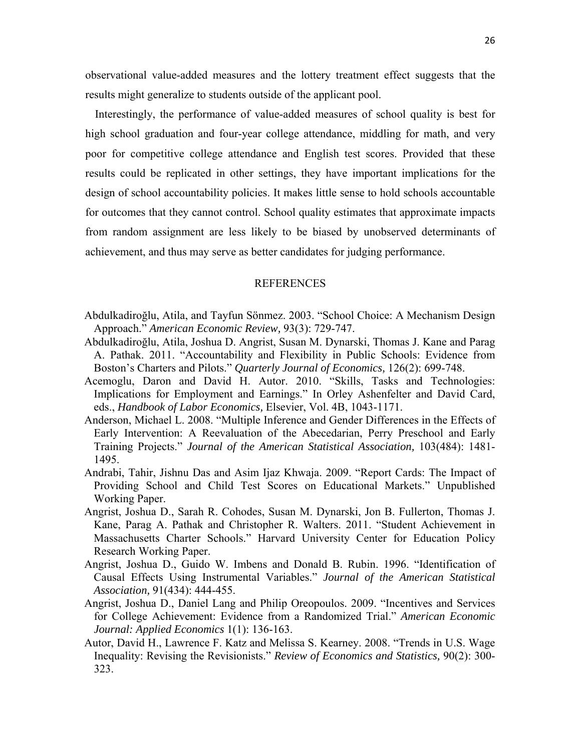observational value-added measures and the lottery treatment effect suggests that the results might generalize to students outside of the applicant pool.

Interestingly, the performance of value-added measures of school quality is best for high school graduation and four-year college attendance, middling for math, and very poor for competitive college attendance and English test scores. Provided that these results could be replicated in other settings, they have important implications for the design of school accountability policies. It makes little sense to hold schools accountable for outcomes that they cannot control. School quality estimates that approximate impacts from random assignment are less likely to be biased by unobserved determinants of achievement, and thus may serve as better candidates for judging performance.

## REFERENCES

Abdulkadiroğlu, Atila, and Tayfun Sönmez. 2003. "School Choice: A Mechanism Design Approach." *American Economic Review,* 93(3): 729-747.

Abdulkadiroğlu, Atila, Joshua D. Angrist, Susan M. Dynarski, Thomas J. Kane and Parag A. Pathak. 2011. "Accountability and Flexibility in Public Schools: Evidence from Boston's Charters and Pilots." *Quarterly Journal of Economics,* 126(2): 699-748.

Acemoglu, Daron and David H. Autor. 2010. "Skills, Tasks and Technologies: Implications for Employment and Earnings." In Orley Ashenfelter and David Card, eds., *Handbook of Labor Economics,* Elsevier, Vol. 4B, 1043-1171.

Anderson, Michael L. 2008. "Multiple Inference and Gender Differences in the Effects of Early Intervention: A Reevaluation of the Abecedarian, Perry Preschool and Early Training Projects." *Journal of the American Statistical Association,* 103(484): 1481-1495.

Andrabi, Tahir, Jishnu Das and Asim Ijaz Khwaja. 2009. "Report Cards: The Impact of Providing School and Child Test Scores on Educational Markets." Unpublished Working Paper.

Angrist, Joshua D., Sarah R. Cohodes, Susan M. Dynarski, Jon B. Fullerton, Thomas J. Kane, Parag A. Pathak and Christopher R. Walters. 2011. "Student Achievement in Massachusetts Charter Schools." Harvard University Center for Education Policy Research Working Paper.

Angrist, Joshua D., Guido W. Imbens and Donald B. Rubin. 1996. "Identification of Causal Effects Using Instrumental Variables." *Journal of the American Statistical Association,* 91(434): 444-455.

Angrist, Joshua D., Daniel Lang and Philip Oreopoulos. 2009. "Incentives and Services for College Achievement: Evidence from a Randomized Trial." *American Economic Journal: Applied Economics* 1(1): 136-163.

Autor, David H., Lawrence F. Katz and Melissa S. Kearney. 2008. "Trends in U.S. Wage Inequality: Revising the Revisionists." *Review of Economics and Statistics,* 90(2): 300-323.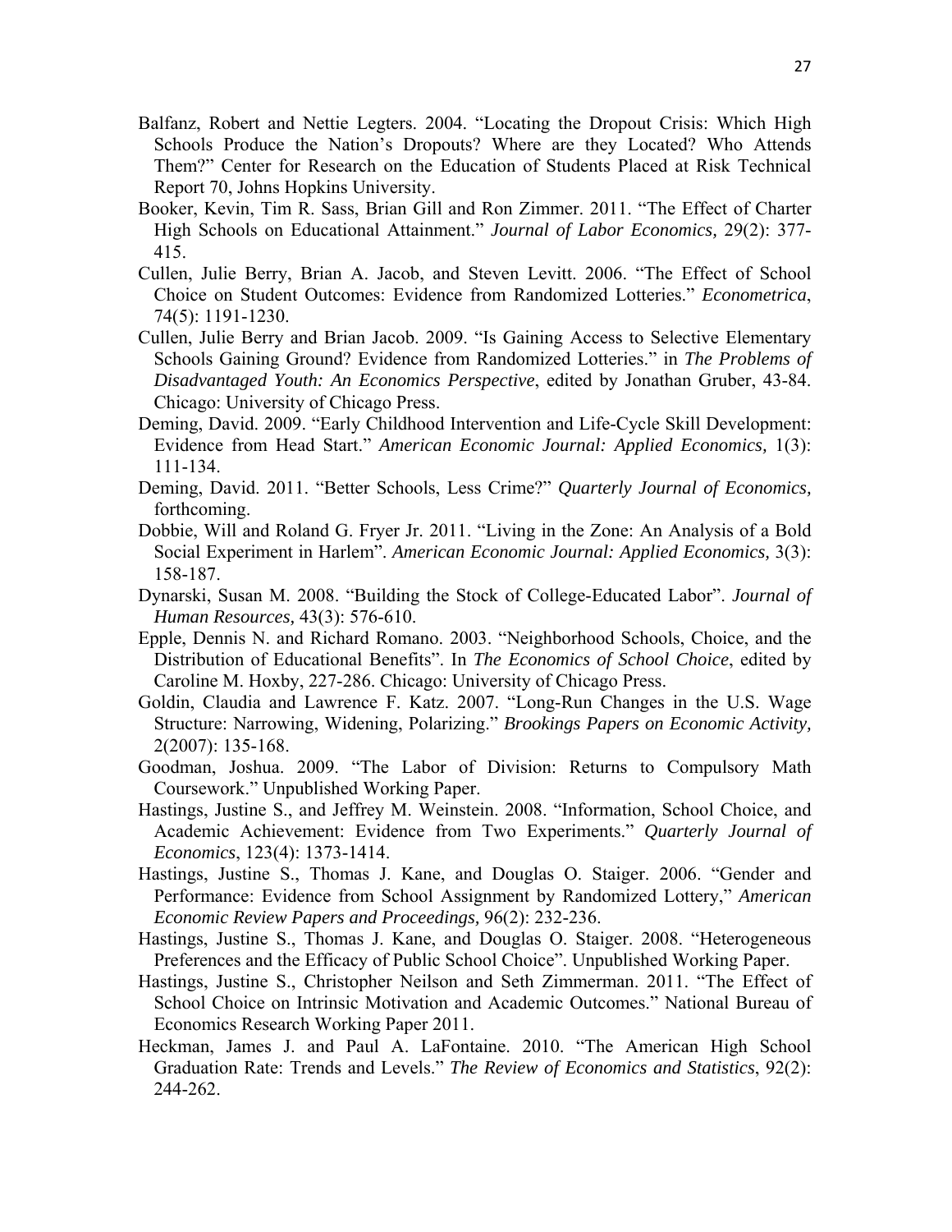Balfanz, Robert and Nettie Legters. 2004. "Locating the Dropout Crisis: Which High Schools Produce the Nation's Dropouts? Where are they Located? Who Attends Them?" Center for Research on the Education of Students Placed at Risk Technical Report 70, Johns Hopkins University.

Booker, Kevin, Tim R. Sass, Brian Gill and Ron Zimmer. 2011. "The Effect of Charter High Schools on Educational Attainment." *Journal of Labor Economics,* 29(2): 377-415.

Cullen, Julie Berry, Brian A. Jacob, and Steven Levitt. 2006. "The Effect of School Choice on Student Outcomes: Evidence from Randomized Lotteries." *Econometrica*, 74(5): 1191-1230.

Cullen, Julie Berry and Brian Jacob. 2009. "Is Gaining Access to Selective Elementary Schools Gaining Ground? Evidence from Randomized Lotteries." in *The Problems of Disadvantaged Youth: An Economics Perspective*, edited by Jonathan Gruber, 43-84. Chicago: University of Chicago Press.

Deming, David. 2009. "Early Childhood Intervention and Life-Cycle Skill Development: Evidence from Head Start." *American Economic Journal: Applied Economics,* 1(3): 111-134.

Deming, David. 2011. "Better Schools, Less Crime?" *Quarterly Journal of Economics,* forthcoming.

Dobbie, Will and Roland G. Fryer Jr. 2011. "Living in the Zone: An Analysis of a Bold Social Experiment in Harlem". *American Economic Journal: Applied Economics,* 3(3): 158-187.

Dynarski, Susan M. 2008. "Building the Stock of College-Educated Labor". *Journal of Human Resources,* 43(3): 576-610.

Epple, Dennis N. and Richard Romano. 2003. "Neighborhood Schools, Choice, and the Distribution of Educational Benefits". In *The Economics of School Choice*, edited by Caroline M. Hoxby, 227-286. Chicago: University of Chicago Press.

Goldin, Claudia and Lawrence F. Katz. 2007. "Long-Run Changes in the U.S. Wage Structure: Narrowing, Widening, Polarizing." *Brookings Papers on Economic Activity,* 2(2007): 135-168.

Goodman, Joshua. 2009. "The Labor of Division: Returns to Compulsory Math Coursework." Unpublished Working Paper.

Hastings, Justine S., and Jeffrey M. Weinstein. 2008. "Information, School Choice, and Academic Achievement: Evidence from Two Experiments." *Quarterly Journal of Economics*, 123(4): 1373-1414.

Hastings, Justine S., Thomas J. Kane, and Douglas O. Staiger. 2006. "Gender and Performance: Evidence from School Assignment by Randomized Lottery," *American Economic Review Papers and Proceedings,* 96(2): 232-236.

Hastings, Justine S., Thomas J. Kane, and Douglas O. Staiger. 2008. "Heterogeneous Preferences and the Efficacy of Public School Choice". Unpublished Working Paper.

Hastings, Justine S., Christopher Neilson and Seth Zimmerman. 2011. "The Effect of School Choice on Intrinsic Motivation and Academic Outcomes." National Bureau of Economics Research Working Paper 2011.

Heckman, James J. and Paul A. LaFontaine. 2010. "The American High School Graduation Rate: Trends and Levels." *The Review of Economics and Statistics*, 92(2): 244-262.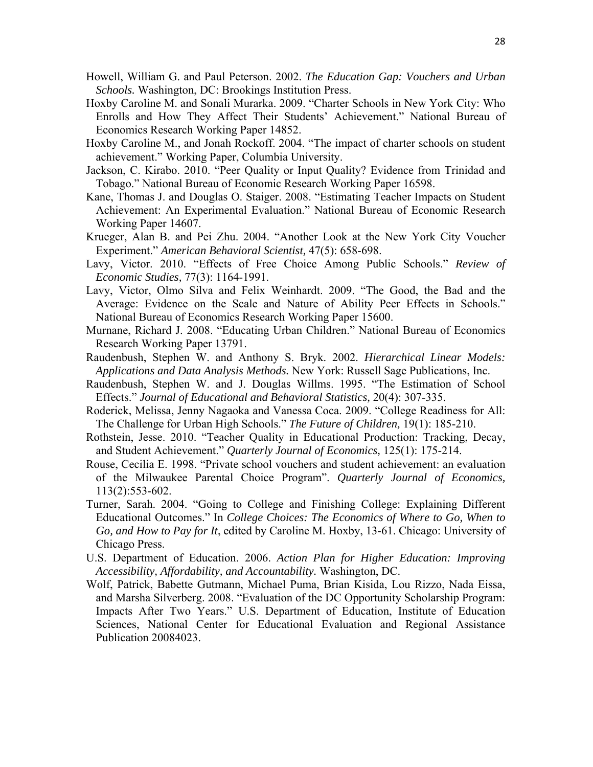Howell, William G. and Paul Peterson. 2002. *The Education Gap: Vouchers and Urban Schools.* Washington, DC: Brookings Institution Press.

Hoxby Caroline M. and Sonali Murarka. 2009. "Charter Schools in New York City: Who Enrolls and How They Affect Their Students' Achievement." National Bureau of Economics Research Working Paper 14852.

Hoxby Caroline M., and Jonah Rockoff. 2004. "The impact of charter schools on student achievement." Working Paper, Columbia University.

Jackson, C. Kirabo. 2010. "Peer Quality or Input Quality? Evidence from Trinidad and Tobago." National Bureau of Economic Research Working Paper 16598.

Kane, Thomas J. and Douglas O. Staiger. 2008. "Estimating Teacher Impacts on Student Achievement: An Experimental Evaluation." National Bureau of Economic Research Working Paper 14607.

Krueger, Alan B. and Pei Zhu. 2004. "Another Look at the New York City Voucher Experiment." *American Behavioral Scientist,* 47(5): 658-698.

Lavy, Victor. 2010. "Effects of Free Choice Among Public Schools." *Review of Economic Studies,* 77(3): 1164-1991.

Lavy, Victor, Olmo Silva and Felix Weinhardt. 2009. "The Good, the Bad and the Average: Evidence on the Scale and Nature of Ability Peer Effects in Schools." National Bureau of Economics Research Working Paper 15600.

Murnane, Richard J. 2008. "Educating Urban Children." National Bureau of Economics Research Working Paper 13791.

Raudenbush, Stephen W. and Anthony S. Bryk. 2002. *Hierarchical Linear Models: Applications and Data Analysis Methods.* New York: Russell Sage Publications, Inc.

Raudenbush, Stephen W. and J. Douglas Willms. 1995. "The Estimation of School Effects." *Journal of Educational and Behavioral Statistics,* 20(4): 307-335.

Roderick, Melissa, Jenny Nagaoka and Vanessa Coca. 2009. "College Readiness for All: The Challenge for Urban High Schools." *The Future of Children,* 19(1): 185-210.

Rothstein, Jesse. 2010. "Teacher Quality in Educational Production: Tracking, Decay, and Student Achievement." *Quarterly Journal of Economics,* 125(1): 175-214.

Rouse, Cecilia E. 1998. "Private school vouchers and student achievement: an evaluation of the Milwaukee Parental Choice Program". *Quarterly Journal of Economics,* 113(2):553-602.

Turner, Sarah. 2004. "Going to College and Finishing College: Explaining Different Educational Outcomes." In *College Choices: The Economics of Where to Go, When to Go, and How to Pay for It*, edited by Caroline M. Hoxby, 13-61. Chicago: University of Chicago Press.

U.S. Department of Education. 2006. *Action Plan for Higher Education: Improving Accessibility, Affordability, and Accountability.* Washington, DC.

Wolf, Patrick, Babette Gutmann, Michael Puma, Brian Kisida, Lou Rizzo, Nada Eissa, and Marsha Silverberg. 2008. "Evaluation of the DC Opportunity Scholarship Program: Impacts After Two Years." U.S. Department of Education, Institute of Education Sciences, National Center for Educational Evaluation and Regional Assistance Publication 20084023.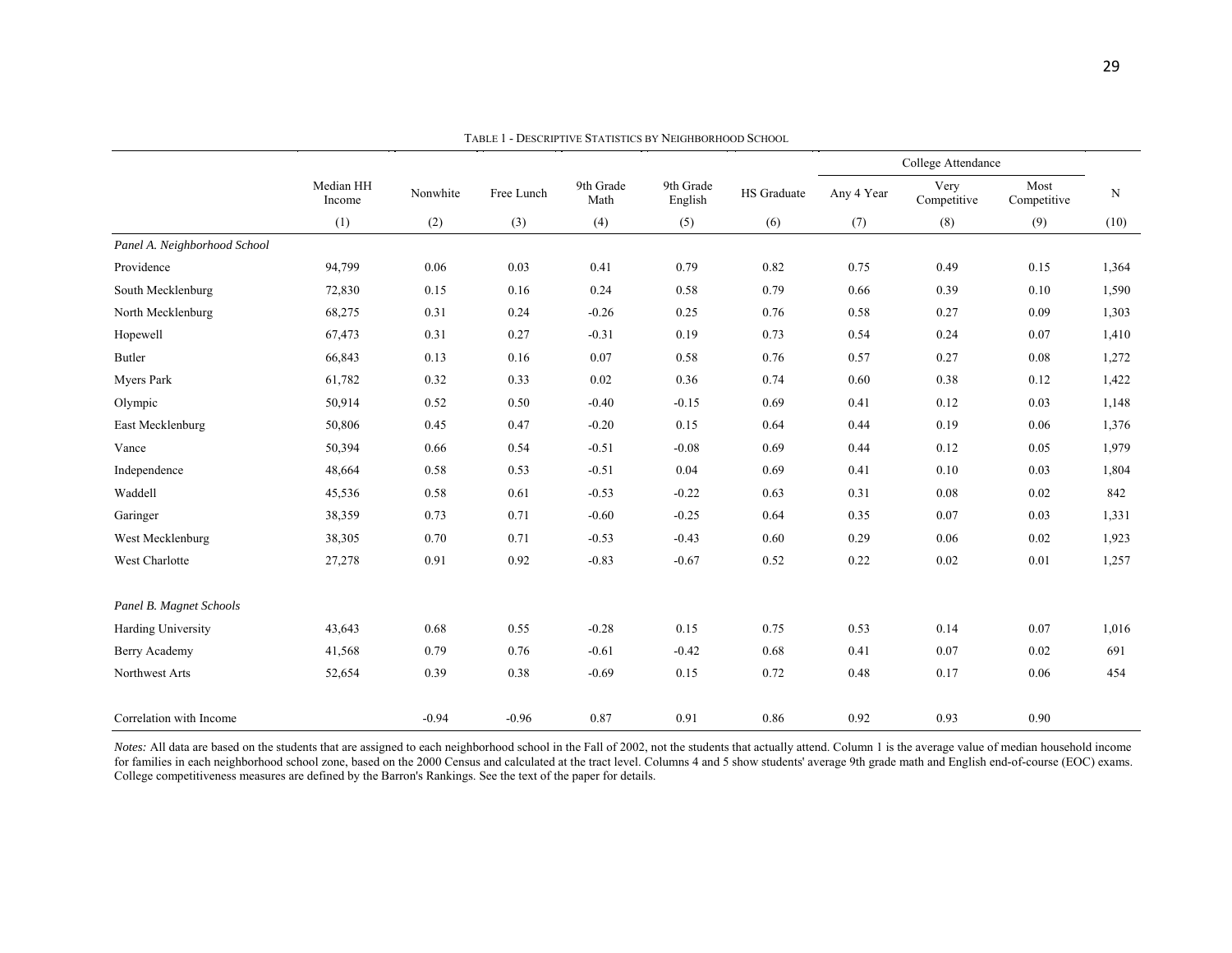TABLE 1 - DESCRIPTIVE STATISTICS BY NEIGHBORHOOD SCHOOL

| | Median HH Income | Nonwhite | Free Lunch | 9th Grade Math | 9th Grade English | HS Graduate | College Attendance | | | N |
|---|---|---|---|---|---|---|---|---|---|---|
| | | | | | | | Any 4 Year | Very Competitive | Most Competitive | |
| | (1) | (2) | (3) | (4) | (5) | (6) | (7) | (8) | (9) | (10) |
| *Panel A. Neighborhood School* | | | | | | | | | | |
| Providence | 94,799 | 0.06 | 0.03 | 0.41 | 0.79 | 0.82 | 0.75 | 0.49 | 0.15 | 1,364 |
| South Mecklenburg | 72,830 | 0.15 | 0.16 | 0.24 | 0.58 | 0.79 | 0.66 | 0.39 | 0.10 | 1,590 |
| North Mecklenburg | 68,275 | 0.31 | 0.24 | -0.26 | 0.25 | 0.76 | 0.58 | 0.27 | 0.09 | 1,303 |
| Hopewell | 67,473 | 0.31 | 0.27 | -0.31 | 0.19 | 0.73 | 0.54 | 0.24 | 0.07 | 1,410 |
| Butler | 66,843 | 0.13 | 0.16 | 0.07 | 0.58 | 0.76 | 0.57 | 0.27 | 0.08 | 1,272 |
| Myers Park | 61,782 | 0.32 | 0.33 | 0.02 | 0.36 | 0.74 | 0.60 | 0.38 | 0.12 | 1,422 |
| Olympic | 50,914 | 0.52 | 0.50 | -0.40 | -0.15 | 0.69 | 0.41 | 0.12 | 0.03 | 1,148 |
| East Mecklenburg | 50,806 | 0.45 | 0.47 | -0.20 | 0.15 | 0.64 | 0.44 | 0.19 | 0.06 | 1,376 |
| Vance | 50,394 | 0.66 | 0.54 | -0.51 | -0.08 | 0.69 | 0.44 | 0.12 | 0.05 | 1,979 |
| Independence | 48,664 | 0.58 | 0.53 | -0.51 | 0.04 | 0.69 | 0.41 | 0.10 | 0.03 | 1,804 |
| Waddell | 45,536 | 0.58 | 0.61 | -0.53 | -0.22 | 0.63 | 0.31 | 0.08 | 0.02 | 842 |
| Garinger | 38,359 | 0.73 | 0.71 | -0.60 | -0.25 | 0.64 | 0.35 | 0.07 | 0.03 | 1,331 |
| West Mecklenburg | 38,305 | 0.70 | 0.71 | -0.53 | -0.43 | 0.60 | 0.29 | 0.06 | 0.02 | 1,923 |
| West Charlotte | 27,278 | 0.91 | 0.92 | -0.83 | -0.67 | 0.52 | 0.22 | 0.02 | 0.01 | 1,257 |
| *Panel B. Magnet Schools* | | | | | | | | | | |
| Harding University | 43,643 | 0.68 | 0.55 | -0.28 | 0.15 | 0.75 | 0.53 | 0.14 | 0.07 | 1,016 |
| Berry Academy | 41,568 | 0.79 | 0.76 | -0.61 | -0.42 | 0.68 | 0.41 | 0.07 | 0.02 | 691 |
| Northwest Arts | 52,654 | 0.39 | 0.38 | -0.69 | 0.15 | 0.72 | 0.48 | 0.17 | 0.06 | 454 |
| Correlation with Income | | -0.94 | -0.96 | 0.87 | 0.91 | 0.86 | 0.92 | 0.93 | 0.90 | |

*Notes:* All data are based on the students that are assigned to each neighborhood school in the Fall of 2002, not the students that actually attend. Column 1 is the average value of median household income for families in each neighborhood school zone, based on the 2000 Census and calculated at the tract level. Columns 4 and 5 show students' average 9th grade math and English end-of-course (EOC) exams. College competitiveness measures are defined by the Barron's Rankings. See the text of the paper for details.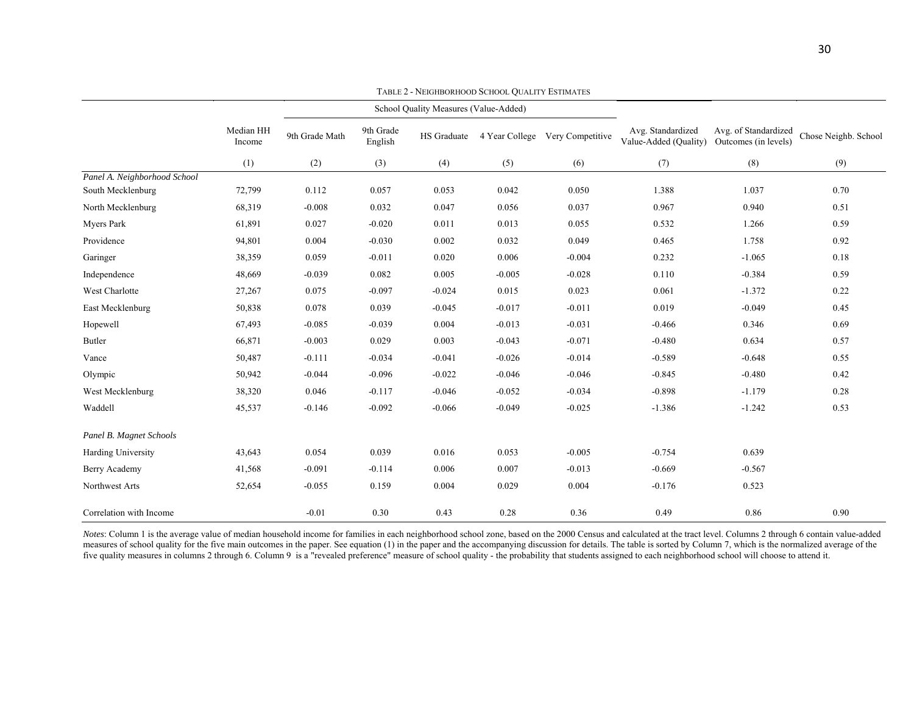TABLE 2 - NEIGHBORHOOD SCHOOL QUALITY ESTIMATES

| | Median HH Income | School Quality Measures (Value-Added) | | | | | Avg. Standardized Value-Added (Quality) | Avg. of Standardized Outcomes (in levels) | Chose Neighb. School |
|---|---|---|---|---|---|---|---|---|---|
| | | 9th Grade Math | 9th Grade English | HS Graduate | 4 Year College | Very Competitive | | | |
| | (1) | (2) | (3) | (4) | (5) | (6) | (7) | (8) | (9) |
| *Panel A. Neighborhood School* | | | | | | | | | |
| South Mecklenburg | 72,799 | 0.112 | 0.057 | 0.053 | 0.042 | 0.050 | 1.388 | 1.037 | 0.70 |
| North Mecklenburg | 68,319 | -0.008 | 0.032 | 0.047 | 0.056 | 0.037 | 0.967 | 0.940 | 0.51 |
| Myers Park | 61,891 | 0.027 | -0.020 | 0.011 | 0.013 | 0.055 | 0.532 | 1.266 | 0.59 |
| Providence | 94,801 | 0.004 | -0.030 | 0.002 | 0.032 | 0.049 | 0.465 | 1.758 | 0.92 |
| Garinger | 38,359 | 0.059 | -0.011 | 0.020 | 0.006 | -0.004 | 0.232 | -1.065 | 0.18 |
| Independence | 48,669 | -0.039 | 0.082 | 0.005 | -0.005 | -0.028 | 0.110 | -0.384 | 0.59 |
| West Charlotte | 27,267 | 0.075 | -0.097 | -0.024 | 0.015 | 0.023 | 0.061 | -1.372 | 0.22 |
| East Mecklenburg | 50,838 | 0.078 | 0.039 | -0.045 | -0.017 | -0.011 | 0.019 | -0.049 | 0.45 |
| Hopewell | 67,493 | -0.085 | -0.039 | 0.004 | -0.013 | -0.031 | -0.466 | 0.346 | 0.69 |
| Butler | 66,871 | -0.003 | 0.029 | 0.003 | -0.043 | -0.071 | -0.480 | 0.634 | 0.57 |
| Vance | 50,487 | -0.111 | -0.034 | -0.041 | -0.026 | -0.014 | -0.589 | -0.648 | 0.55 |
| Olympic | 50,942 | -0.044 | -0.096 | -0.022 | -0.046 | -0.046 | -0.845 | -0.480 | 0.42 |
| West Mecklenburg | 38,320 | 0.046 | -0.117 | -0.046 | -0.052 | -0.034 | -0.898 | -1.179 | 0.28 |
| Waddell | 45,537 | -0.146 | -0.092 | -0.066 | -0.049 | -0.025 | -1.386 | -1.242 | 0.53 |
| *Panel B. Magnet Schools* | | | | | | | | | |
| Harding University | 43,643 | 0.054 | 0.039 | 0.016 | 0.053 | -0.005 | -0.754 | 0.639 | |
| Berry Academy | 41,568 | -0.091 | -0.114 | 0.006 | 0.007 | -0.013 | -0.669 | -0.567 | |
| Northwest Arts | 52,654 | -0.055 | 0.159 | 0.004 | 0.029 | 0.004 | -0.176 | 0.523 | |
| Correlation with Income | | -0.01 | 0.30 | 0.43 | 0.28 | 0.36 | 0.49 | 0.86 | 0.90 |

*Notes*: Column 1 is the average value of median household income for families in each neighborhood school zone, based on the 2000 Census and calculated at the tract level. Columns 2 through 6 contain value-added measures of school quality for the five main outcomes in the paper. See equation (1) in the paper and the accompanying discussion for details. The table is sorted by Column 7, which is the normalized average of the five quality measures in columns 2 through 6. Column 9 is a "revealed preference" measure of school quality - the probability that students assigned to each neighborhood school will choose to attend it.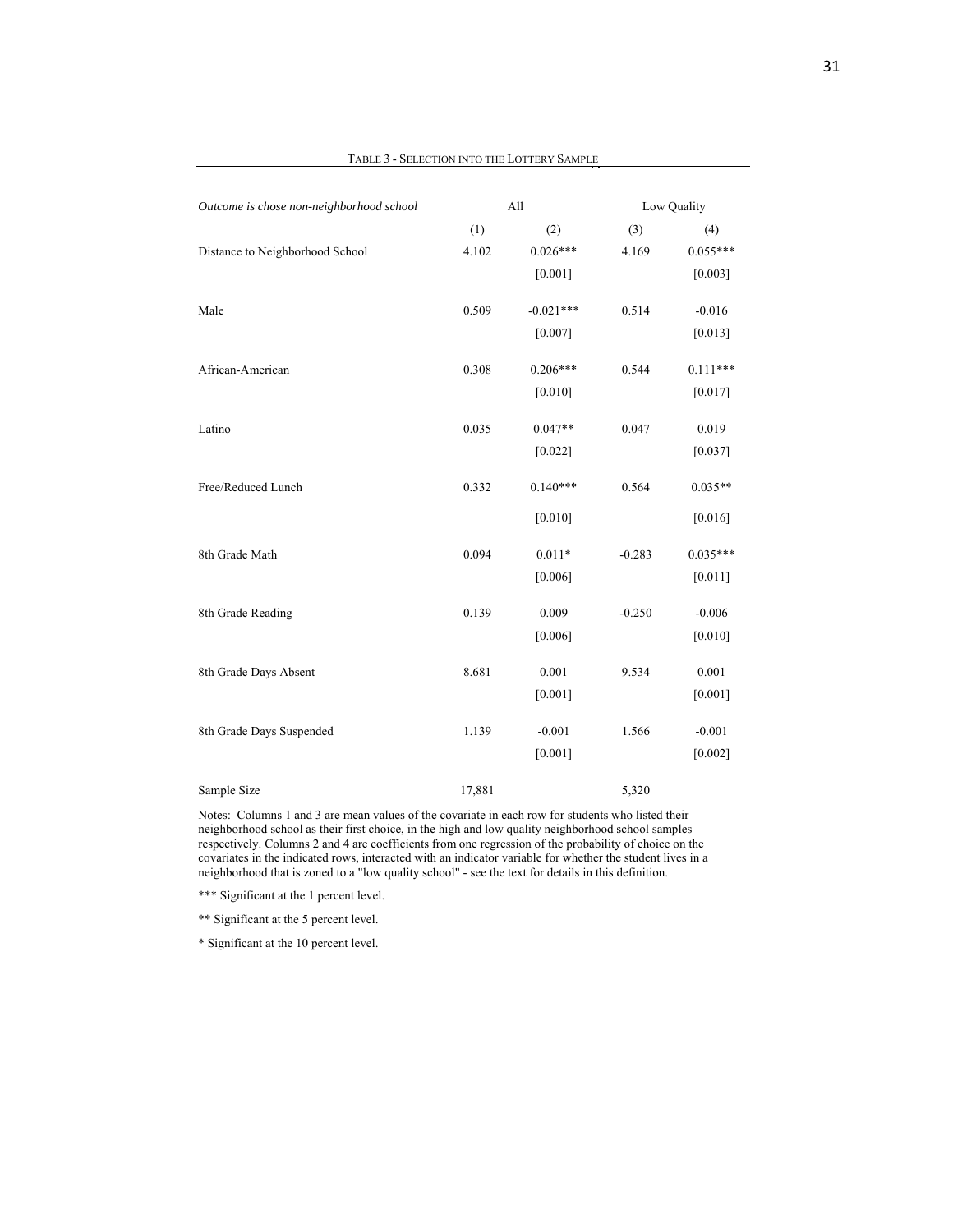TABLE 3 - SELECTION INTO THE LOTTERY SAMPLE

| *Outcome is chose non-neighborhood school* | All | | Low Quality | |
|---|---|---|---|---|
| | (1) | (2) | (3) | (4) |
| Distance to Neighborhood School | 4.102 | 0.026*** | 4.169 | 0.055*** |
| | | [0.001] | | [0.003] |
| Male | 0.509 | -0.021*** | 0.514 | -0.016 |
| | | [0.007] | | [0.013] |
| African-American | 0.308 | 0.206*** | 0.544 | 0.111*** |
| | | [0.010] | | [0.017] |
| Latino | 0.035 | 0.047** | 0.047 | 0.019 |
| | | [0.022] | | [0.037] |
| Free/Reduced Lunch | 0.332 | 0.140*** | 0.564 | 0.035** |
| | | [0.010] | | [0.016] |
| 8th Grade Math | 0.094 | 0.011* | -0.283 | 0.035*** |
| | | [0.006] | | [0.011] |
| 8th Grade Reading | 0.139 | 0.009 | -0.250 | -0.006 |
| | | [0.006] | | [0.010] |
| 8th Grade Days Absent | 8.681 | 0.001 | 9.534 | 0.001 |
| | | [0.001] | | [0.001] |
| 8th Grade Days Suspended | 1.139 | -0.001 | 1.566 | -0.001 |
| | | [0.001] | | [0.002] |
| Sample Size | 17,881 | | 5,320 | |

Notes: Columns 1 and 3 are mean values of the covariate in each row for students who listed their neighborhood school as their first choice, in the high and low quality neighborhood school samples respectively. Columns 2 and 4 are coefficients from one regression of the probability of choice on the covariates in the indicated rows, interacted with an indicator variable for whether the student lives in a neighborhood that is zoned to a "low quality school" - see the text for details in this definition.

*** Significant at the 1 percent level.

** Significant at the 5 percent level.

* Significant at the 10 percent level.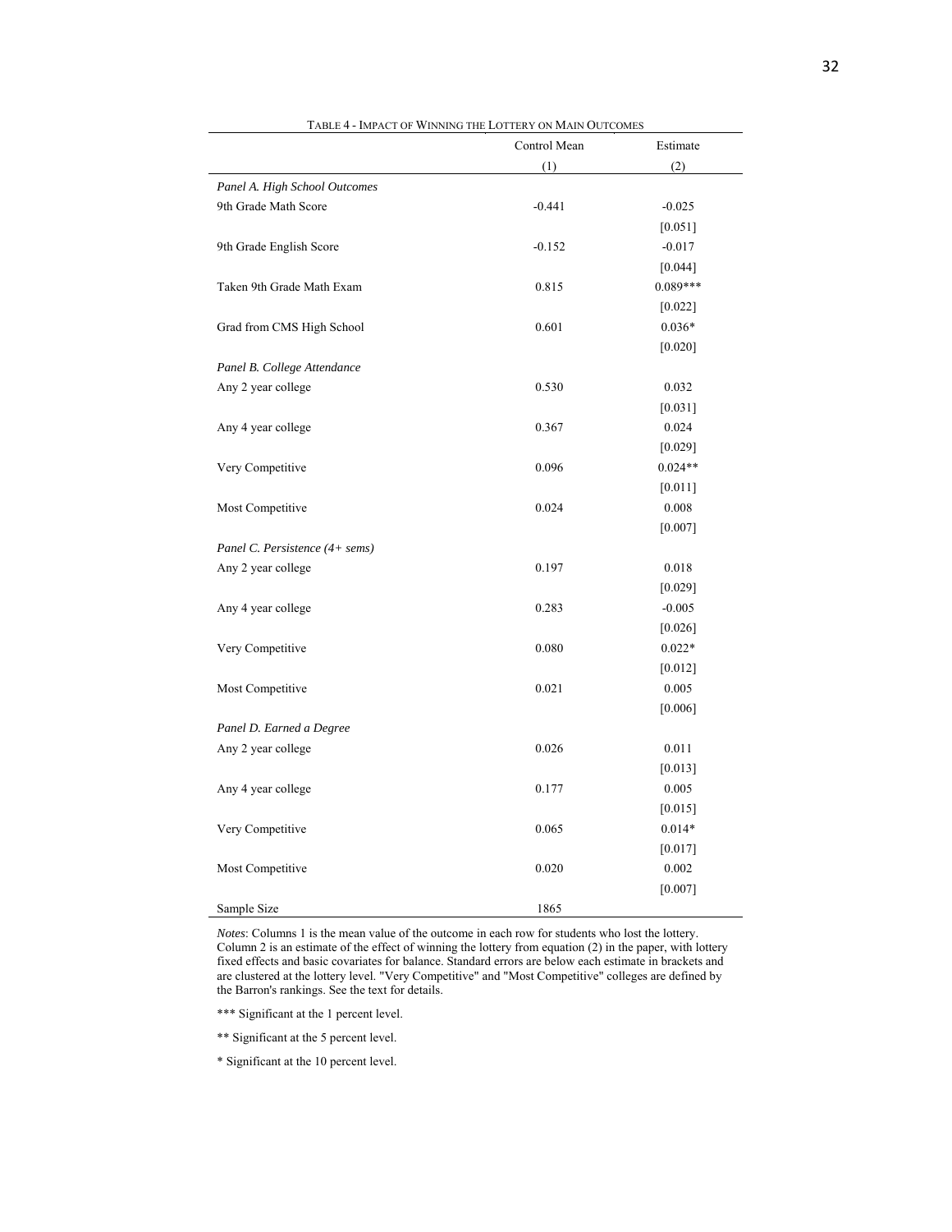TABLE 4 - IMPACT OF WINNING THE LOTTERY ON MAIN OUTCOMES

| | Control Mean | Estimate |
|---|---|---|
| | (1) | (2) |
| *Panel A. High School Outcomes* | | |
| 9th Grade Math Score | -0.441 | -0.025 |
| | | [0.051] |
| 9th Grade English Score | -0.152 | -0.017 |
| | | [0.044] |
| Taken 9th Grade Math Exam | 0.815 | 0.089*** |
| | | [0.022] |
| Grad from CMS High School | 0.601 | 0.036* |
| | | [0.020] |
| *Panel B. College Attendance* | | |
| Any 2 year college | 0.530 | 0.032 |
| | | [0.031] |
| Any 4 year college | 0.367 | 0.024 |
| | | [0.029] |
| Very Competitive | 0.096 | 0.024** |
| | | [0.011] |
| Most Competitive | 0.024 | 0.008 |
| | | [0.007] |
| *Panel C. Persistence (4+ sems)* | | |
| Any 2 year college | 0.197 | 0.018 |
| | | [0.029] |
| Any 4 year college | 0.283 | -0.005 |
| | | [0.026] |
| Very Competitive | 0.080 | 0.022* |
| | | [0.012] |
| Most Competitive | 0.021 | 0.005 |
| | | [0.006] |
| *Panel D. Earned a Degree* | | |
| Any 2 year college | 0.026 | 0.011 |
| | | [0.013] |
| Any 4 year college | 0.177 | 0.005 |
| | | [0.015] |
| Very Competitive | 0.065 | 0.014* |
| | | [0.017] |
| Most Competitive | 0.020 | 0.002 |
| | | [0.007] |
| Sample Size | 1865 | |

*Notes*: Columns 1 is the mean value of the outcome in each row for students who lost the lottery. Column 2 is an estimate of the effect of winning the lottery from equation (2) in the paper, with lottery fixed effects and basic covariates for balance. Standard errors are below each estimate in brackets and are clustered at the lottery level. "Very Competitive" and "Most Competitive" colleges are defined by the Barron's rankings. See the text for details.

*** Significant at the 1 percent level.

** Significant at the 5 percent level.

* Significant at the 10 percent level.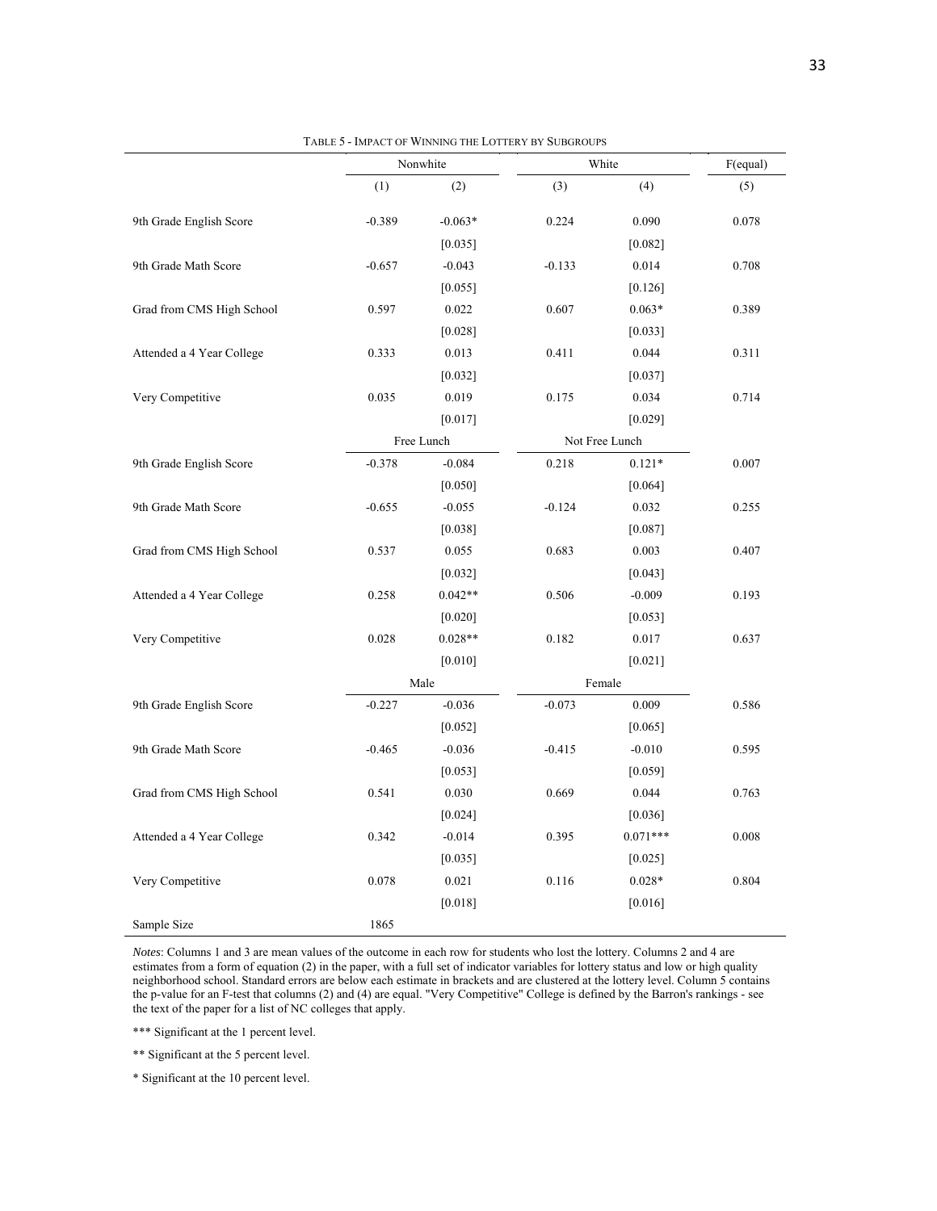TABLE 5 - IMPACT OF WINNING THE LOTTERY BY SUBGROUPS

| | Nonwhite | | White | | F(equal) |
|---|---|---|---|---|---|
| | (1) | (2) | (3) | (4) | (5) |
| 9th Grade English Score | -0.389 | -0.063* | 0.224 | 0.090 | 0.078 |
| | | [0.035] | | [0.082] | |
| 9th Grade Math Score | -0.657 | -0.043 | -0.133 | 0.014 | 0.708 |
| | | [0.055] | | [0.126] | |
| Grad from CMS High School | 0.597 | 0.022 | 0.607 | 0.063* | 0.389 |
| | | [0.028] | | [0.033] | |
| Attended a 4 Year College | 0.333 | 0.013 | 0.411 | 0.044 | 0.311 |
| | | [0.032] | | [0.037] | |
| Very Competitive | 0.035 | 0.019 | 0.175 | 0.034 | 0.714 |
| | | [0.017] | | [0.029] | |
| | Free Lunch | | Not Free Lunch | | |
| 9th Grade English Score | -0.378 | -0.084 | 0.218 | 0.121* | 0.007 |
| | | [0.050] | | [0.064] | |
| 9th Grade Math Score | -0.655 | -0.055 | -0.124 | 0.032 | 0.255 |
| | | [0.038] | | [0.087] | |
| Grad from CMS High School | 0.537 | 0.055 | 0.683 | 0.003 | 0.407 |
| | | [0.032] | | [0.043] | |
| Attended a 4 Year College | 0.258 | 0.042** | 0.506 | -0.009 | 0.193 |
| | | [0.020] | | [0.053] | |
| Very Competitive | 0.028 | 0.028** | 0.182 | 0.017 | 0.637 |
| | | [0.010] | | [0.021] | |
| | Male | | Female | | |
| 9th Grade English Score | -0.227 | -0.036 | -0.073 | 0.009 | 0.586 |
| | | [0.052] | | [0.065] | |
| 9th Grade Math Score | -0.465 | -0.036 | -0.415 | -0.010 | 0.595 |
| | | [0.053] | | [0.059] | |
| Grad from CMS High School | 0.541 | 0.030 | 0.669 | 0.044 | 0.763 |
| | | [0.024] | | [0.036] | |
| Attended a 4 Year College | 0.342 | -0.014 | 0.395 | 0.071*** | 0.008 |
| | | [0.035] | | [0.025] | |
| Very Competitive | 0.078 | 0.021 | 0.116 | 0.028* | 0.804 |
| | | [0.018] | | [0.016] | |
| Sample Size | 1865 | | | | |

*Notes*: Columns 1 and 3 are mean values of the outcome in each row for students who lost the lottery. Columns 2 and 4 are estimates from a form of equation (2) in the paper, with a full set of indicator variables for lottery status and low or high quality neighborhood school. Standard errors are below each estimate in brackets and are clustered at the lottery level. Column 5 contains the p-value for an F-test that columns (2) and (4) are equal. "Very Competitive" College is defined by the Barron's rankings - see the text of the paper for a list of NC colleges that apply.

*** Significant at the 1 percent level.

** Significant at the 5 percent level.

* Significant at the 10 percent level.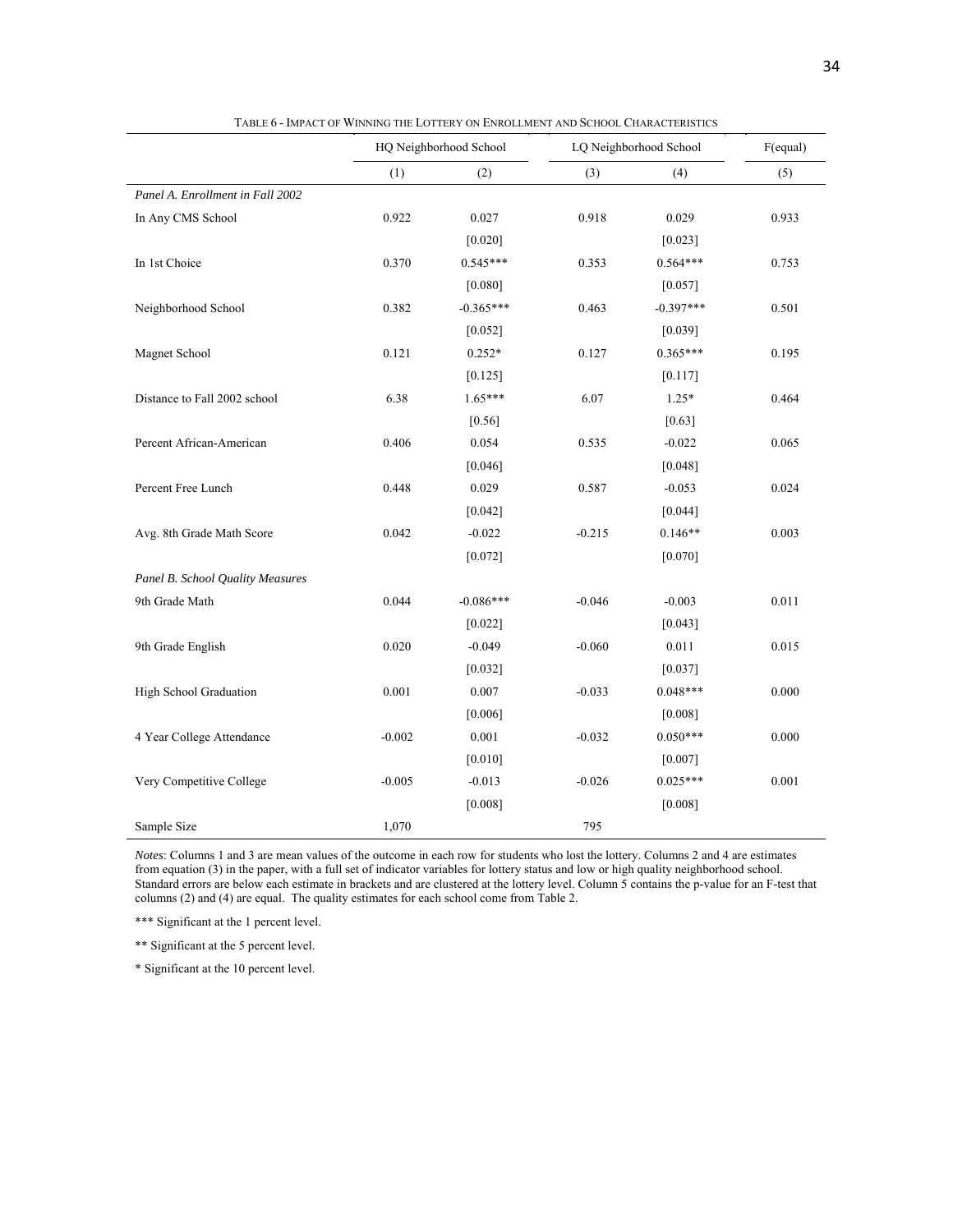Table 6 - Impact of Winning the Lottery on Enrollment and School Characteristics

| | HQ Neighborhood School | | LQ Neighborhood School | | F(equal) |
|---|---|---|---|---|---|
| | (1) | (2) | (3) | (4) | (5) |
| *Panel A. Enrollment in Fall 2002* | | | | | |
| In Any CMS School | 0.922 | 0.027 | 0.918 | 0.029 | 0.933 |
| | | [0.020] | | [0.023] | |
| In 1st Choice | 0.370 | 0.545*** | 0.353 | 0.564*** | 0.753 |
| | | [0.080] | | [0.057] | |
| Neighborhood School | 0.382 | -0.365*** | 0.463 | -0.397*** | 0.501 |
| | | [0.052] | | [0.039] | |
| Magnet School | 0.121 | 0.252* | 0.127 | 0.365*** | 0.195 |
| | | [0.125] | | [0.117] | |
| Distance to Fall 2002 school | 6.38 | 1.65*** | 6.07 | 1.25* | 0.464 |
| | | [0.56] | | [0.63] | |
| Percent African-American | 0.406 | 0.054 | 0.535 | -0.022 | 0.065 |
| | | [0.046] | | [0.048] | |
| Percent Free Lunch | 0.448 | 0.029 | 0.587 | -0.053 | 0.024 |
| | | [0.042] | | [0.044] | |
| Avg. 8th Grade Math Score | 0.042 | -0.022 | -0.215 | 0.146** | 0.003 |
| | | [0.072] | | [0.070] | |
| *Panel B. School Quality Measures* | | | | | |
| 9th Grade Math | 0.044 | -0.086*** | -0.046 | -0.003 | 0.011 |
| | | [0.022] | | [0.043] | |
| 9th Grade English | 0.020 | -0.049 | -0.060 | 0.011 | 0.015 |
| | | [0.032] | | [0.037] | |
| High School Graduation | 0.001 | 0.007 | -0.033 | 0.048*** | 0.000 |
| | | [0.006] | | [0.008] | |
| 4 Year College Attendance | -0.002 | 0.001 | -0.032 | 0.050*** | 0.000 |
| | | [0.010] | | [0.007] | |
| Very Competitive College | -0.005 | -0.013 | -0.026 | 0.025*** | 0.001 |
| | | [0.008] | | [0.008] | |
| Sample Size | 1,070 | | 795 | | |

*Notes*: Columns 1 and 3 are mean values of the outcome in each row for students who lost the lottery. Columns 2 and 4 are estimates from equation (3) in the paper, with a full set of indicator variables for lottery status and low or high quality neighborhood school. Standard errors are below each estimate in brackets and are clustered at the lottery level. Column 5 contains the p-value for an F-test that columns (2) and (4) are equal. The quality estimates for each school come from Table 2.

*** Significant at the 1 percent level.

** Significant at the 5 percent level.

* Significant at the 10 percent level.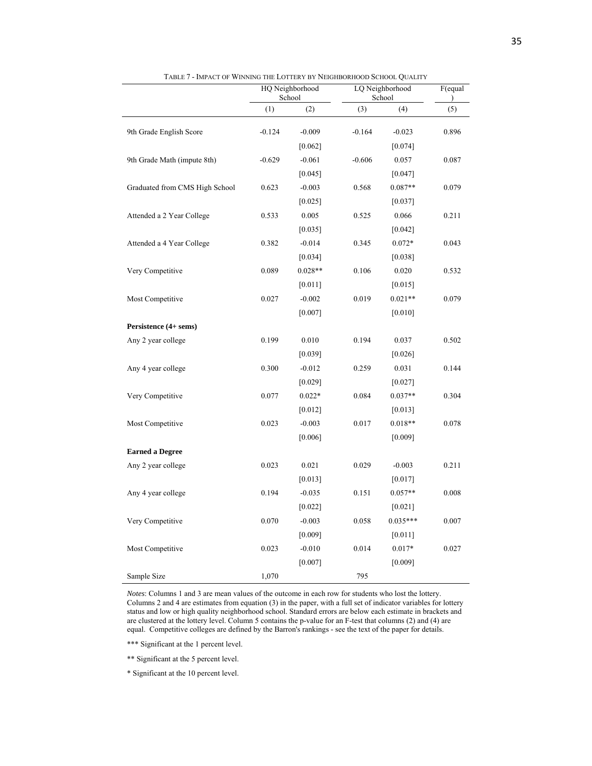TABLE 7 - IMPACT OF WINNING THE LOTTERY BY NEIGHBORHOOD SCHOOL QUALITY

| | HQ Neighborhood School | | LQ Neighborhood School | | F(equal) |
|---|---|---|---|---|---|
| | (1) | (2) | (3) | (4) | (5) |
| 9th Grade English Score | -0.124 | -0.009 | -0.164 | -0.023 | 0.896 |
| | | [0.062] | | [0.074] | |
| 9th Grade Math (impute 8th) | -0.629 | -0.061 | -0.606 | 0.057 | 0.087 |
| | | [0.045] | | [0.047] | |
| Graduated from CMS High School | 0.623 | -0.003 | 0.568 | 0.087** | 0.079 |
| | | [0.025] | | [0.037] | |
| Attended a 2 Year College | 0.533 | 0.005 | 0.525 | 0.066 | 0.211 |
| | | [0.035] | | [0.042] | |
| Attended a 4 Year College | 0.382 | -0.014 | 0.345 | 0.072* | 0.043 |
| | | [0.034] | | [0.038] | |
| Very Competitive | 0.089 | 0.028** | 0.106 | 0.020 | 0.532 |
| | | [0.011] | | [0.015] | |
| Most Competitive | 0.027 | -0.002 | 0.019 | 0.021** | 0.079 |
| | | [0.007] | | [0.010] | |
| **Persistence (4+ sems)** | | | | | |
| Any 2 year college | 0.199 | 0.010 | 0.194 | 0.037 | 0.502 |
| | | [0.039] | | [0.026] | |
| Any 4 year college | 0.300 | -0.012 | 0.259 | 0.031 | 0.144 |
| | | [0.029] | | [0.027] | |
| Very Competitive | 0.077 | 0.022* | 0.084 | 0.037** | 0.304 |
| | | [0.012] | | [0.013] | |
| Most Competitive | 0.023 | -0.003 | 0.017 | 0.018** | 0.078 |
| | | [0.006] | | [0.009] | |
| **Earned a Degree** | | | | | |
| Any 2 year college | 0.023 | 0.021 | 0.029 | -0.003 | 0.211 |
| | | [0.013] | | [0.017] | |
| Any 4 year college | 0.194 | -0.035 | 0.151 | 0.057** | 0.008 |
| | | [0.022] | | [0.021] | |
| Very Competitive | 0.070 | -0.003 | 0.058 | 0.035*** | 0.007 |
| | | [0.009] | | [0.011] | |
| Most Competitive | 0.023 | -0.010 | 0.014 | 0.017* | 0.027 |
| | | [0.007] | | [0.009] | |
| Sample Size | 1,070 | | 795 | | |

*Notes*: Columns 1 and 3 are mean values of the outcome in each row for students who lost the lottery. Columns 2 and 4 are estimates from equation (3) in the paper, with a full set of indicator variables for lottery status and low or high quality neighborhood school. Standard errors are below each estimate in brackets and are clustered at the lottery level. Column 5 contains the p-value for an F-test that columns (2) and (4) are equal. Competitive colleges are defined by the Barron's rankings - see the text of the paper for details.

*** Significant at the 1 percent level.

** Significant at the 5 percent level.

* Significant at the 10 percent level.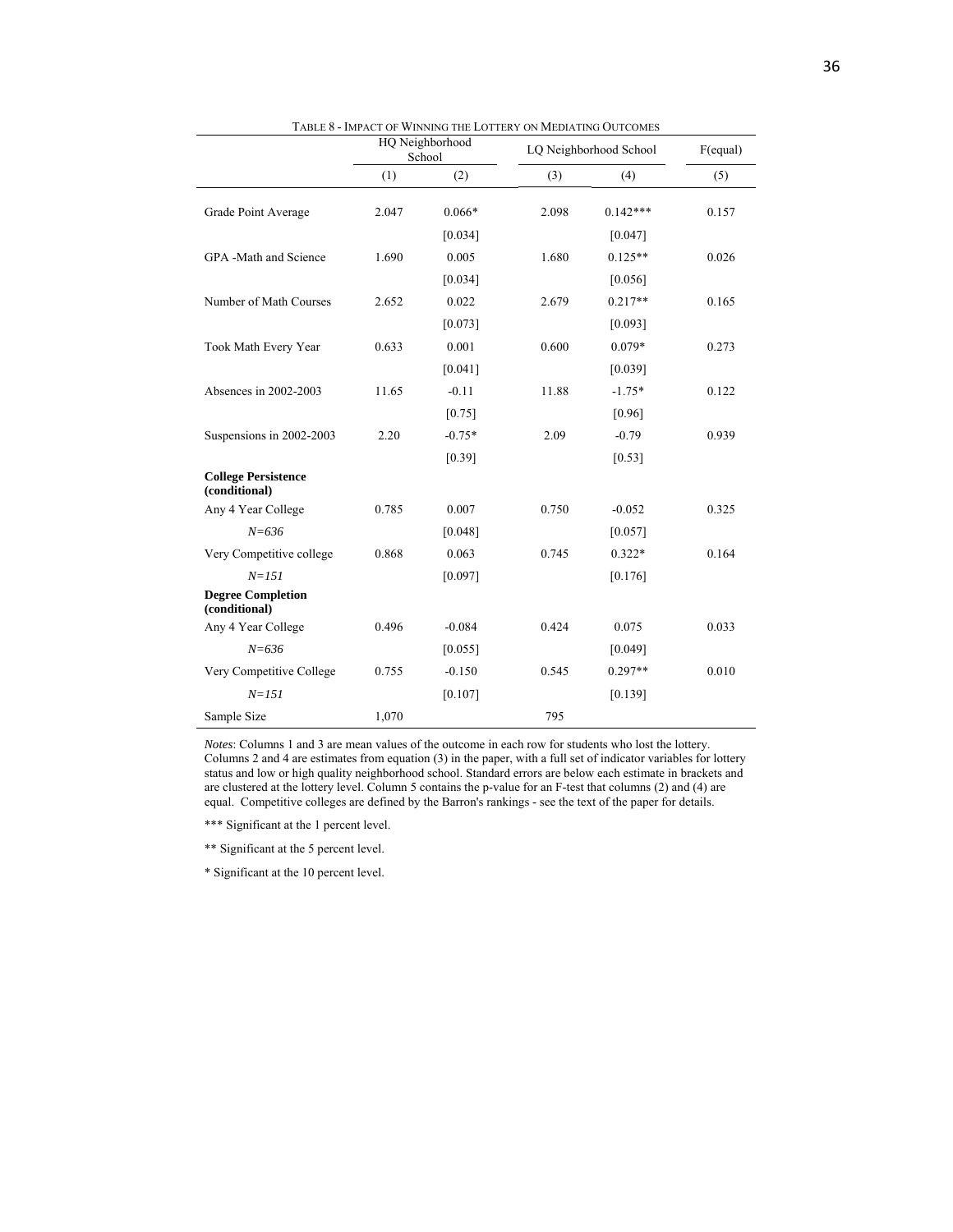TABLE 8 - IMPACT OF WINNING THE LOTTERY ON MEDIATING OUTCOMES

| | HQ Neighborhood School | | LQ Neighborhood School | | F(equal) |
|---|---|---|---|---|---|
| | (1) | (2) | (3) | (4) | (5) |
| Grade Point Average | 2.047 | 0.066* | 2.098 | 0.142*** | 0.157 |
| | | [0.034] | | [0.047] | |
| GPA -Math and Science | 1.690 | 0.005 | 1.680 | 0.125** | 0.026 |
| | | [0.034] | | [0.056] | |
| Number of Math Courses | 2.652 | 0.022 | 2.679 | 0.217** | 0.165 |
| | | [0.073] | | [0.093] | |
| Took Math Every Year | 0.633 | 0.001 | 0.600 | 0.079* | 0.273 |
| | | [0.041] | | [0.039] | |
| Absences in 2002-2003 | 11.65 | -0.11 | 11.88 | -1.75* | 0.122 |
| | | [0.75] | | [0.96] | |
| Suspensions in 2002-2003 | 2.20 | -0.75* | 2.09 | -0.79 | 0.939 |
| | | [0.39] | | [0.53] | |
| **College Persistence (conditional)** | | | | | |
| Any 4 Year College | 0.785 | 0.007 | 0.750 | -0.052 | 0.325 |
| *N=636* | | [0.048] | | [0.057] | |
| Very Competitive college | 0.868 | 0.063 | 0.745 | 0.322* | 0.164 |
| *N=151* | | [0.097] | | [0.176] | |
| **Degree Completion (conditional)** | | | | | |
| Any 4 Year College | 0.496 | -0.084 | 0.424 | 0.075 | 0.033 |
| *N=636* | | [0.055] | | [0.049] | |
| Very Competitive College | 0.755 | -0.150 | 0.545 | 0.297** | 0.010 |
| *N=151* | | [0.107] | | [0.139] | |
| Sample Size | 1,070 | | 795 | | |

*Notes*: Columns 1 and 3 are mean values of the outcome in each row for students who lost the lottery. Columns 2 and 4 are estimates from equation (3) in the paper, with a full set of indicator variables for lottery status and low or high quality neighborhood school. Standard errors are below each estimate in brackets and are clustered at the lottery level. Column 5 contains the p-value for an F-test that columns (2) and (4) are equal. Competitive colleges are defined by the Barron's rankings - see the text of the paper for details.

*** Significant at the 1 percent level.

** Significant at the 5 percent level.

* Significant at the 10 percent level.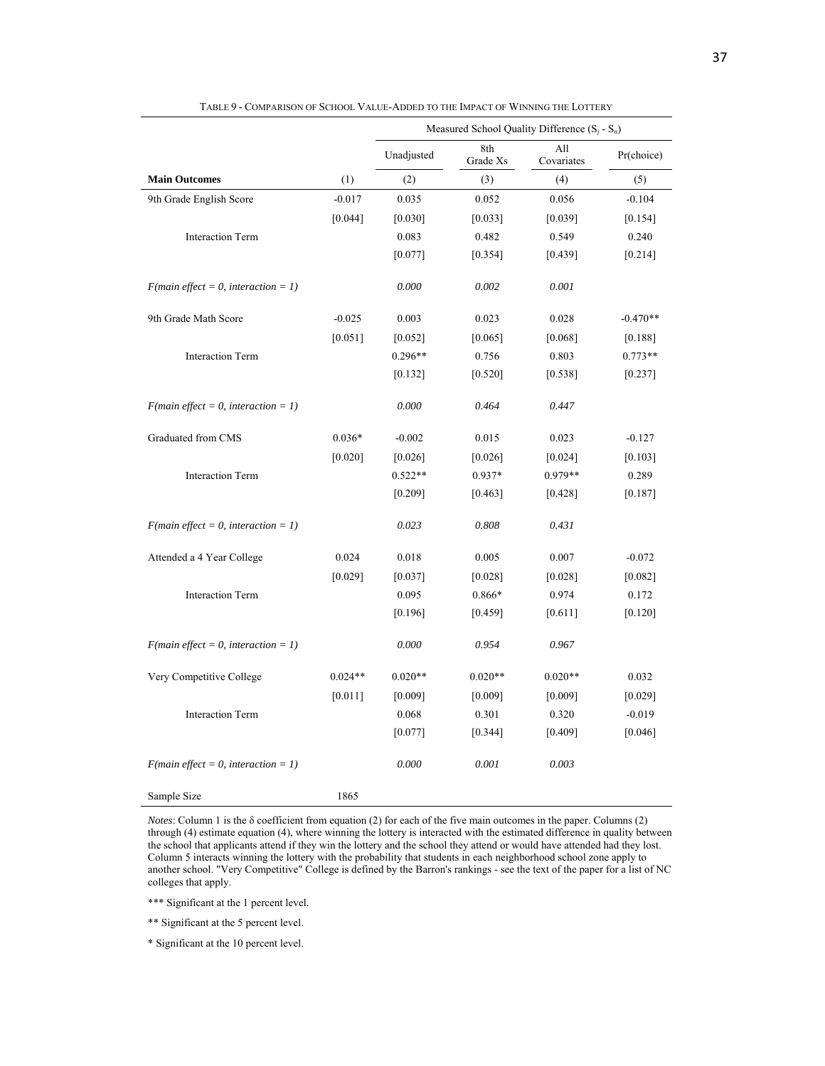TABLE 9 - COMPARISON OF SCHOOL VALUE-ADDED TO THE IMPACT OF WINNING THE LOTTERY

| | | Measured School Quality Difference ($S_j$ - $S_n$) | | | |
|---|---|---|---|---|---|
| | | Unadjusted | 8th Grade Xs | All Covariates | Pr(choice) |
| **Main Outcomes** | (1) | (2) | (3) | (4) | (5) |
| 9th Grade English Score | -0.017 | 0.035 | 0.052 | 0.056 | -0.104 |
| | [0.044] | [0.030] | [0.033] | [0.039] | [0.154] |
| Interaction Term | | 0.083 | 0.482 | 0.549 | 0.240 |
| | | [0.077] | [0.354] | [0.439] | [0.214] |
| *F(main effect = 0, interaction = 1)* | | *0.000* | *0.002* | *0.001* | |
| 9th Grade Math Score | -0.025 | 0.003 | 0.023 | 0.028 | -0.470** |
| | [0.051] | [0.052] | [0.065] | [0.068] | [0.188] |
| Interaction Term | | 0.296** | 0.756 | 0.803 | 0.773** |
| | | [0.132] | [0.520] | [0.538] | [0.237] |
| *F(main effect = 0, interaction = 1)* | | *0.000* | *0.464* | *0.447* | |
| Graduated from CMS | 0.036* | -0.002 | 0.015 | 0.023 | -0.127 |
| | [0.020] | [0.026] | [0.026] | [0.024] | [0.103] |
| Interaction Term | | 0.522** | 0.937* | 0.979** | 0.289 |
| | | [0.209] | [0.463] | [0.428] | [0.187] |
| *F(main effect = 0, interaction = 1)* | | *0.023* | *0.808* | *0.431* | |
| Attended a 4 Year College | 0.024 | 0.018 | 0.005 | 0.007 | -0.072 |
| | [0.029] | [0.037] | [0.028] | [0.028] | [0.082] |
| Interaction Term | | 0.095 | 0.866* | 0.974 | 0.172 |
| | | [0.196] | [0.459] | [0.611] | [0.120] |
| *F(main effect = 0, interaction = 1)* | | *0.000* | *0.954* | *0.967* | |
| Very Competitive College | 0.024** | 0.020** | 0.020** | 0.020** | 0.032 |
| | [0.011] | [0.009] | [0.009] | [0.009] | [0.029] |
| Interaction Term | | 0.068 | 0.301 | 0.320 | -0.019 |
| | | [0.077] | [0.344] | [0.409] | [0.046] |
| *F(main effect = 0, interaction = 1)* | | *0.000* | *0.001* | *0.003* | |
| Sample Size | 1865 | | | | |

*Notes*: Column 1 is the δ coefficient from equation (2) for each of the five main outcomes in the paper. Columns (2) through (4) estimate equation (4), where winning the lottery is interacted with the estimated difference in quality between the school that applicants attend if they win the lottery and the school they attend or would have attended had they lost. Column 5 interacts winning the lottery with the probability that students in each neighborhood school zone apply to another school. "Very Competitive" College is defined by the Barron's rankings - see the text of the paper for a list of NC colleges that apply.

*** Significant at the 1 percent level.

** Significant at the 5 percent level.

* Significant at the 10 percent level.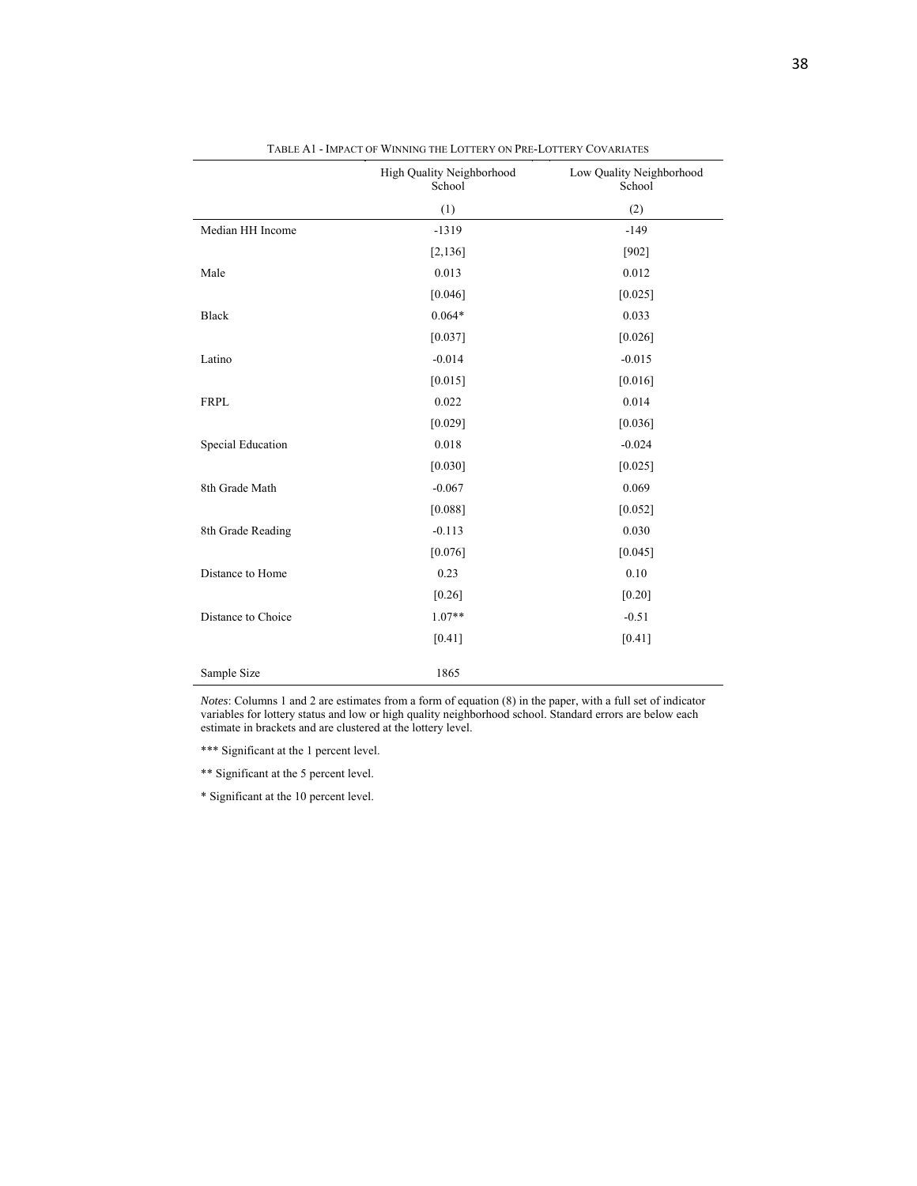TABLE A1 - IMPACT OF WINNING THE LOTTERY ON PRE-LOTTERY COVARIATES

| | High Quality Neighborhood School | Low Quality Neighborhood School |
|---|---|---|
| | (1) | (2) |
| Median HH Income | -1319 | -149 |
| | [2,136] | [902] |
| Male | 0.013 | 0.012 |
| | [0.046] | [0.025] |
| Black | 0.064* | 0.033 |
| | [0.037] | [0.026] |
| Latino | -0.014 | -0.015 |
| | [0.015] | [0.016] |
| FRPL | 0.022 | 0.014 |
| | [0.029] | [0.036] |
| Special Education | 0.018 | -0.024 |
| | [0.030] | [0.025] |
| 8th Grade Math | -0.067 | 0.069 |
| | [0.088] | [0.052] |
| 8th Grade Reading | -0.113 | 0.030 |
| | [0.076] | [0.045] |
| Distance to Home | 0.23 | 0.10 |
| | [0.26] | [0.20] |
| Distance to Choice | 1.07** | -0.51 |
| | [0.41] | [0.41] |
| Sample Size | 1865 | |

*Notes*: Columns 1 and 2 are estimates from a form of equation (8) in the paper, with a full set of indicator variables for lottery status and low or high quality neighborhood school. Standard errors are below each estimate in brackets and are clustered at the lottery level.

*** Significant at the 1 percent level.

** Significant at the 5 percent level.

* Significant at the 10 percent level.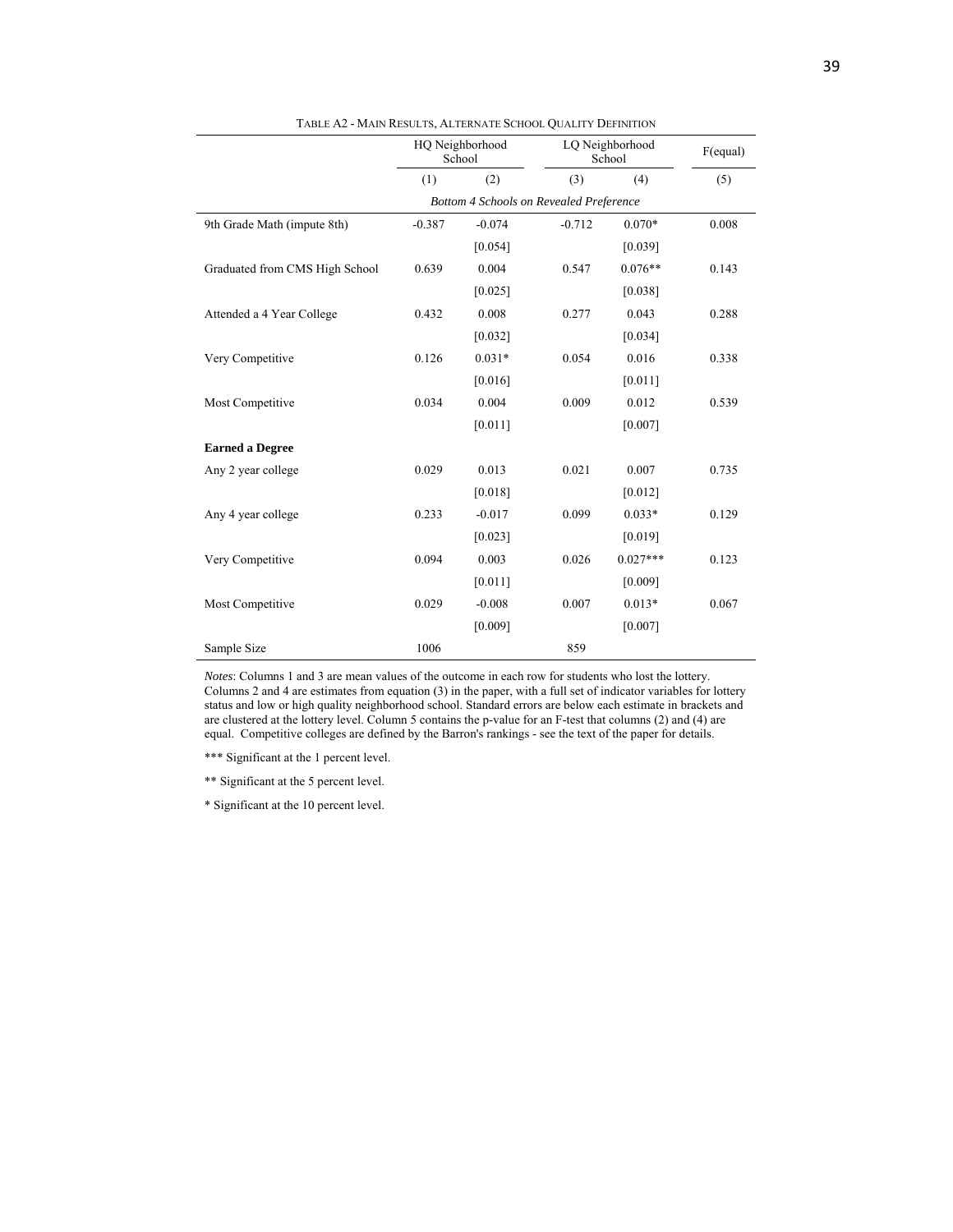TABLE A2 - MAIN RESULTS, ALTERNATE SCHOOL QUALITY DEFINITION

| | HQ Neighborhood School | | LQ Neighborhood School | | F(equal) |
|---|---|---|---|---|---|
| | (1) | (2) | (3) | (4) | (5) |
| | *Bottom 4 Schools on Revealed Preference* | | | | |
| 9th Grade Math (impute 8th) | -0.387 | -0.074 | -0.712 | 0.070* | 0.008 |
| | | [0.054] | | [0.039] | |
| Graduated from CMS High School | 0.639 | 0.004 | 0.547 | 0.076** | 0.143 |
| | | [0.025] | | [0.038] | |
| Attended a 4 Year College | 0.432 | 0.008 | 0.277 | 0.043 | 0.288 |
| | | [0.032] | | [0.034] | |
| Very Competitive | 0.126 | 0.031* | 0.054 | 0.016 | 0.338 |
| | | [0.016] | | [0.011] | |
| Most Competitive | 0.034 | 0.004 | 0.009 | 0.012 | 0.539 |
| | | [0.011] | | [0.007] | |
| **Earned a Degree** | | | | | |
| Any 2 year college | 0.029 | 0.013 | 0.021 | 0.007 | 0.735 |
| | | [0.018] | | [0.012] | |
| Any 4 year college | 0.233 | -0.017 | 0.099 | 0.033* | 0.129 |
| | | [0.023] | | [0.019] | |
| Very Competitive | 0.094 | 0.003 | 0.026 | 0.027*** | 0.123 |
| | | [0.011] | | [0.009] | |
| Most Competitive | 0.029 | -0.008 | 0.007 | 0.013* | 0.067 |
| | | [0.009] | | [0.007] | |
| Sample Size | 1006 | | 859 | | |

*Notes*: Columns 1 and 3 are mean values of the outcome in each row for students who lost the lottery. Columns 2 and 4 are estimates from equation (3) in the paper, with a full set of indicator variables for lottery status and low or high quality neighborhood school. Standard errors are below each estimate in brackets and are clustered at the lottery level. Column 5 contains the p-value for an F-test that columns (2) and (4) are equal. Competitive colleges are defined by the Barron's rankings - see the text of the paper for details.

*** Significant at the 1 percent level.

** Significant at the 5 percent level.

* Significant at the 10 percent level.